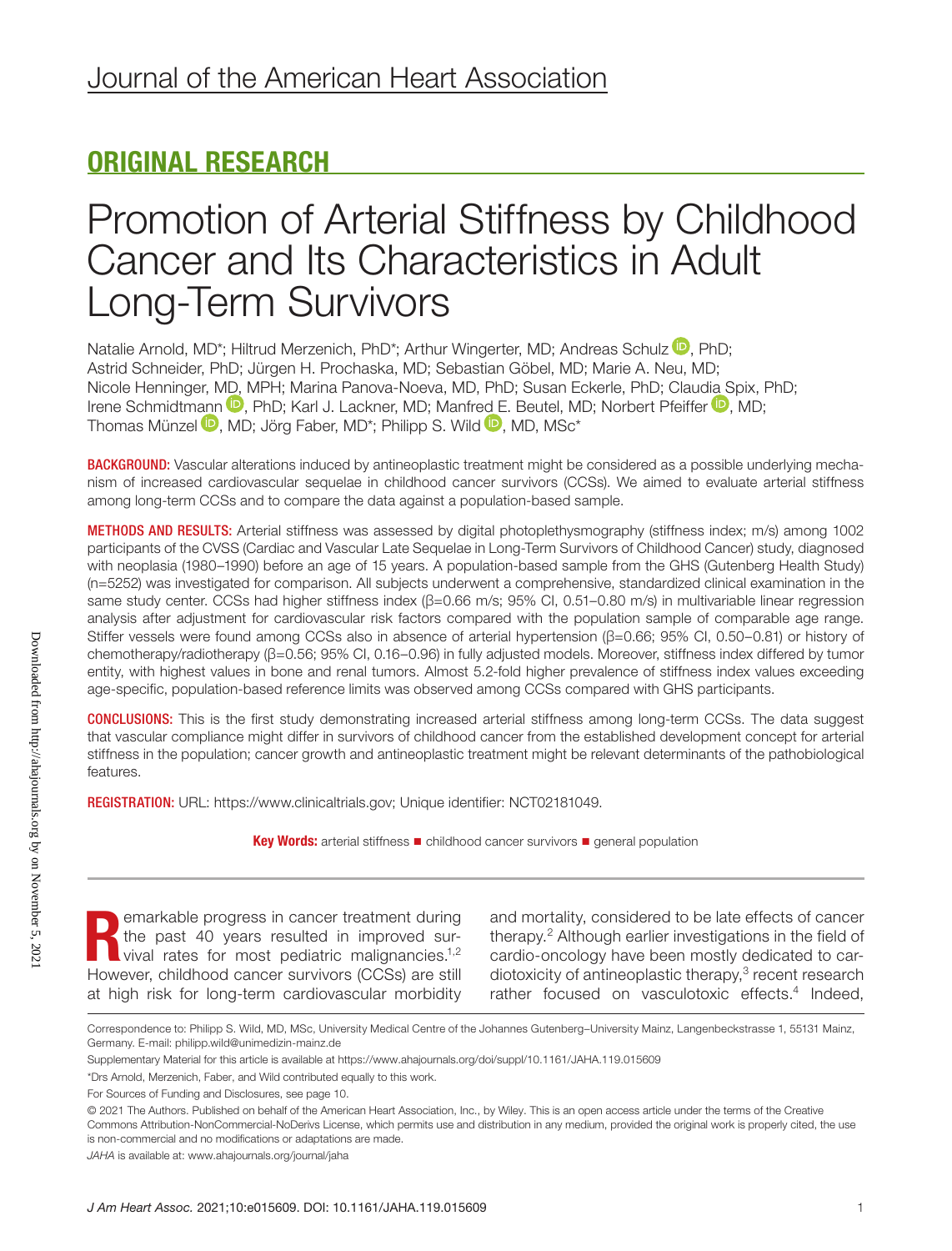# ORIGINAL RESEARCH

# Promotion of Arterial Stiffness by Childhood Cancer and Its Characteristics in Adult Long-Term Survivors

Natalie Arnold, MD*; Hiltrud Merzenich, PhD*; Arthur Wingerter, MD; Andreas Schulz, PhD; Astrid Schneider, PhD; Jürgen H. Prochaska, MD; Sebastian Göbel, MD; Marie A. Neu, MD; Nicole Henninger, MD, MPH; Marina Panova-Noeva, MD, PhD; Susan Eckerle, PhD; Claudia Spix, PhD; Irene Schmidtmann, PhD; Karl J. Lackner, MD; Manfred E. Beutel, MD; Norbert Pfeiffer, MD; Thomas Münzel, MD; Jörg Faber, MD*; Philipp S. Wild, MD, MSc*

**BACKGROUND:** Vascular alterations induced by antineoplastic treatment might be considered as a possible underlying mechanism of increased cardiovascular sequelae in childhood cancer survivors (CCSs). We aimed to evaluate arterial stiffness among long-term CCSs and to compare the data against a population-based sample.

**METHODS AND RESULTS:** Arterial stiffness was assessed by digital photoplethysmography (stiffness index; m/s) among 1002 participants of the CVSS (Cardiac and Vascular Late Sequelae in Long-Term Survivors of Childhood Cancer) study, diagnosed with neoplasia (1980–1990) before an age of 15 years. A population-based sample from the GHS (Gutenberg Health Study) (n=5252) was investigated for comparison. All subjects underwent a comprehensive, standardized clinical examination in the same study center. CCSs had higher stiffness index (β=0.66 m/s; 95% CI, 0.51–0.80 m/s) in multivariable linear regression analysis after adjustment for cardiovascular risk factors compared with the population sample of comparable age range. Stiffer vessels were found among CCSs also in absence of arterial hypertension (β=0.66; 95% CI, 0.50–0.81) or history of chemotherapy/radiotherapy (β=0.56; 95% CI, 0.16–0.96) in fully adjusted models. Moreover, stiffness index differed by tumor entity, with highest values in bone and renal tumors. Almost 5.2-fold higher prevalence of stiffness index values exceeding age-specific, population-based reference limits was observed among CCSs compared with GHS participants.

**CONCLUSIONS:** This is the first study demonstrating increased arterial stiffness among long-term CCSs. The data suggest that vascular compliance might differ in survivors of childhood cancer from the established development concept for arterial stiffness in the population; cancer growth and antineoplastic treatment might be relevant determinants of the pathobiological features.

**REGISTRATION:** URL: https://www.clinicaltrials.gov; Unique identifier: NCT02181049.

**Key Words:** arterial stiffness ■ childhood cancer survivors ■ general population

Remarkable progress in cancer treatment during the past 40 years resulted in improved survival rates for most pediatric malignancies.[1,2] However, childhood cancer survivors (CCSs) are still at high risk for long-term cardiovascular morbidity and mortality, considered to be late effects of cancer therapy.[2] Although earlier investigations in the field of cardio-oncology have been mostly dedicated to cardiotoxicity of antineoplastic therapy,[3] recent research rather focused on vasculotoxic effects.[4] Indeed,

Correspondence to: Philipp S. Wild, MD, MSc, University Medical Centre of the Johannes Gutenberg–University Mainz, Langenbeckstrasse 1, 55131 Mainz, Germany. E-mail: philipp.wild@unimedizin-mainz.de

Supplementary Material for this article is available at https://www.ahajournals.org/doi/suppl/10.1161/JAHA.119.015609

*Drs Arnold, Merzenich, Faber, and Wild contributed equally to this work.

For Sources of Funding and Disclosures, see page 10.

© 2021 The Authors. Published on behalf of the American Heart Association, Inc., by Wiley. This is an open access article under the terms of the Creative Commons Attribution-NonCommercial-NoDerivs License, which permits use and distribution in any medium, provided the original work is properly cited, the use is non-commercial and no modifications or adaptations are made.

*JAHA* is available at: www.ahajournals.org/journal/jaha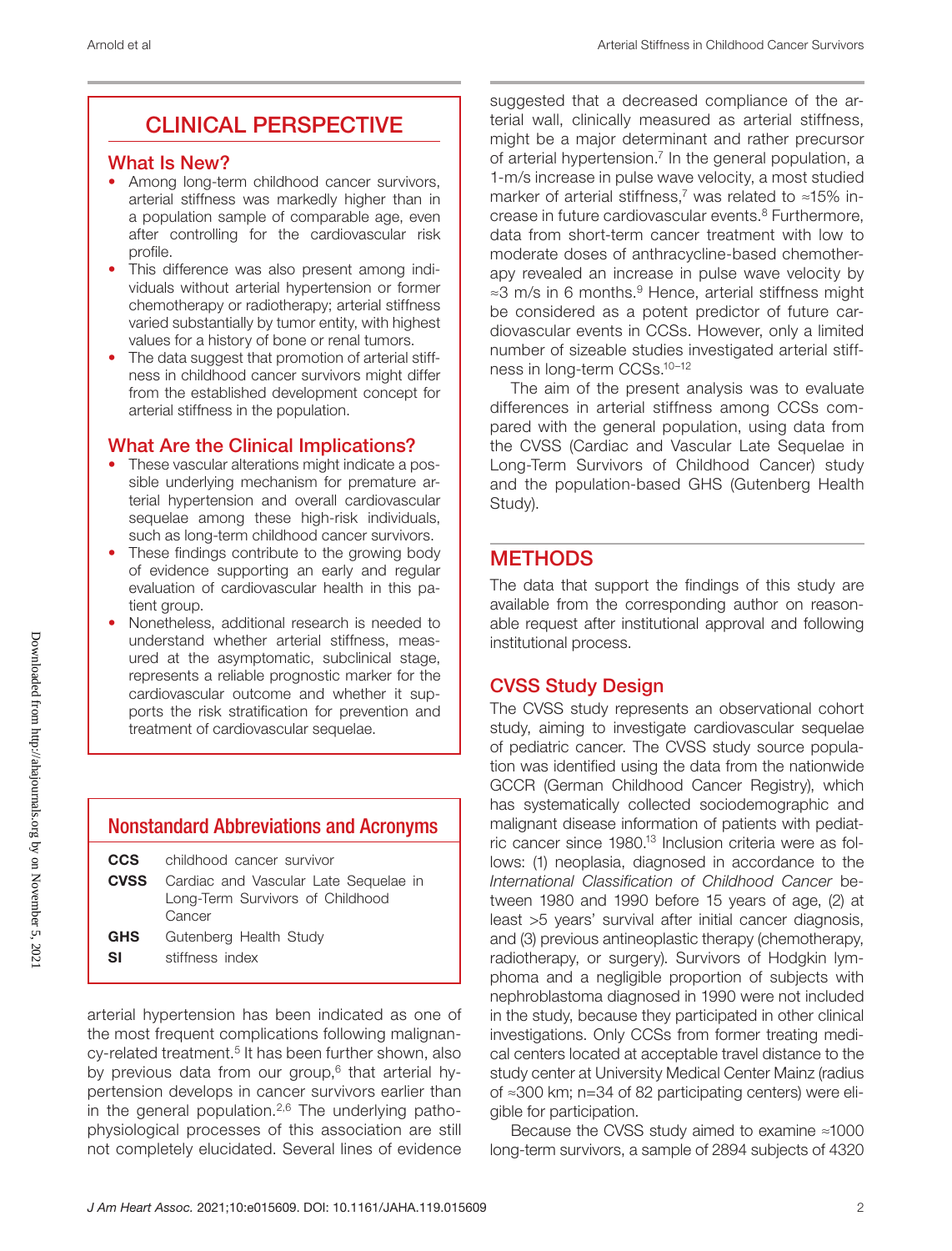## CLINICAL PERSPECTIVE

### What Is New?

- Among long-term childhood cancer survivors, arterial stiffness was markedly higher than in a population sample of comparable age, even after controlling for the cardiovascular risk profile.
- This difference was also present among individuals without arterial hypertension or former chemotherapy or radiotherapy; arterial stiffness varied substantially by tumor entity, with highest values for a history of bone or renal tumors.
- The data suggest that promotion of arterial stiffness in childhood cancer survivors might differ from the established development concept for arterial stiffness in the population.

### What Are the Clinical Implications?

- These vascular alterations might indicate a possible underlying mechanism for premature arterial hypertension and overall cardiovascular sequelae among these high-risk individuals, such as long-term childhood cancer survivors.
- These findings contribute to the growing body of evidence supporting an early and regular evaluation of cardiovascular health in this patient group.
- Nonetheless, additional research is needed to understand whether arterial stiffness, measured at the asymptomatic, subclinical stage, represents a reliable prognostic marker for the cardiovascular outcome and whether it supports the risk stratification for prevention and treatment of cardiovascular sequelae.

### Nonstandard Abbreviations and Acronyms

| | |
|---|---|
| **CCS** | childhood cancer survivor |
| **CVSS** | Cardiac and Vascular Late Sequelae in Long-Term Survivors of Childhood Cancer |
| **GHS** | Gutenberg Health Study |
| **SI** | stiffness index |

arterial hypertension has been indicated as one of the most frequent complications following malignancy-related treatment.[5] It has been further shown, also by previous data from our group,[6] that arterial hypertension develops in cancer survivors earlier than in the general population.[2,6] The underlying pathophysiological processes of this association are still not completely elucidated. Several lines of evidence suggested that a decreased compliance of the arterial wall, clinically measured as arterial stiffness, might be a major determinant and rather precursor of arterial hypertension.[7] In the general population, a 1-m/s increase in pulse wave velocity, a most studied marker of arterial stiffness,[7] was related to ≈15% increase in future cardiovascular events.[8] Furthermore, data from short-term cancer treatment with low to moderate doses of anthracycline-based chemotherapy revealed an increase in pulse wave velocity by ≈3 m/s in 6 months.[9] Hence, arterial stiffness might be considered as a potent predictor of future cardiovascular events in CCSs. However, only a limited number of sizeable studies investigated arterial stiffness in long-term CCSs.[10–12]

The aim of the present analysis was to evaluate differences in arterial stiffness among CCSs compared with the general population, using data from the CVSS (Cardiac and Vascular Late Sequelae in Long-Term Survivors of Childhood Cancer) study and the population-based GHS (Gutenberg Health Study).

## METHODS

The data that support the findings of this study are available from the corresponding author on reasonable request after institutional approval and following institutional process.

### CVSS Study Design

The CVSS study represents an observational cohort study, aiming to investigate cardiovascular sequelae of pediatric cancer. The CVSS study source population was identified using the data from the nationwide GCCR (German Childhood Cancer Registry), which has systematically collected sociodemographic and malignant disease information of patients with pediatric cancer since 1980.[13] Inclusion criteria were as follows: (1) neoplasia, diagnosed in accordance to the *International Classification of Childhood Cancer* between 1980 and 1990 before 15 years of age, (2) at least >5 years' survival after initial cancer diagnosis, and (3) previous antineoplastic therapy (chemotherapy, radiotherapy, or surgery). Survivors of Hodgkin lymphoma and a negligible proportion of subjects with nephroblastoma diagnosed in 1990 were not included in the study, because they participated in other clinical investigations. Only CCSs from former treating medical centers located at acceptable travel distance to the study center at University Medical Center Mainz (radius of ≈300 km; n=34 of 82 participating centers) were eligible for participation.

Because the CVSS study aimed to examine ≈1000 long-term survivors, a sample of 2894 subjects of 4320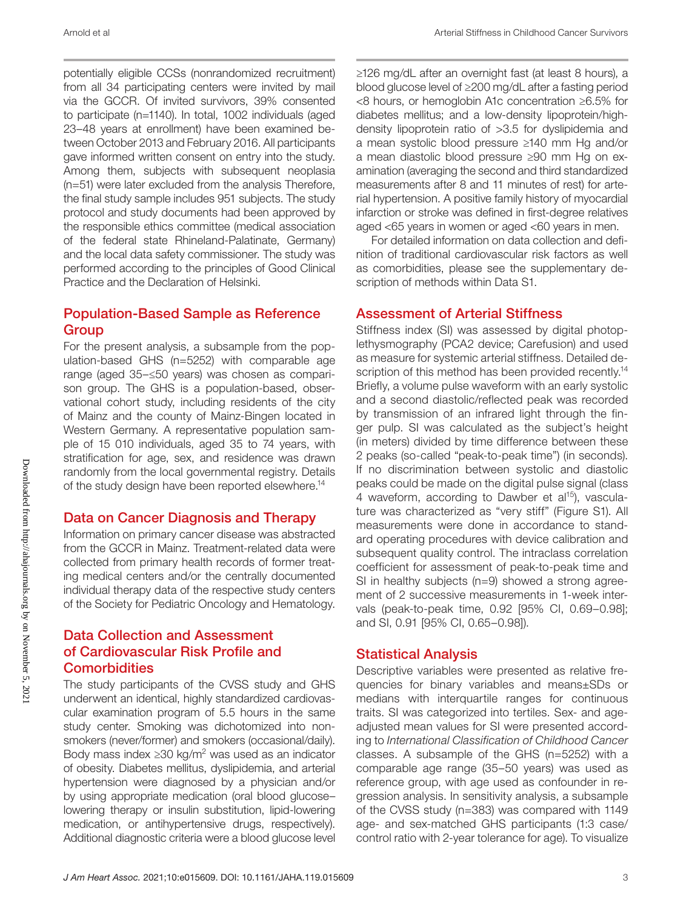potentially eligible CCSs (nonrandomized recruitment) from all 34 participating centers were invited by mail via the GCCR. Of invited survivors, 39% consented to participate (n=1140). In total, 1002 individuals (aged 23–48 years at enrollment) have been examined between October 2013 and February 2016. All participants gave informed written consent on entry into the study. Among them, subjects with subsequent neoplasia (n=51) were later excluded from the analysis Therefore, the final study sample includes 951 subjects. The study protocol and study documents had been approved by the responsible ethics committee (medical association of the federal state Rhineland-Palatinate, Germany) and the local data safety commissioner. The study was performed according to the principles of Good Clinical Practice and the Declaration of Helsinki.

## Population-Based Sample as Reference Group

For the present analysis, a subsample from the population-based GHS (n=5252) with comparable age range (aged 35–≤50 years) was chosen as comparison group. The GHS is a population-based, observational cohort study, including residents of the city of Mainz and the county of Mainz-Bingen located in Western Germany. A representative population sample of 15 010 individuals, aged 35 to 74 years, with stratification for age, sex, and residence was drawn randomly from the local governmental registry. Details of the study design have been reported elsewhere.[14]

## Data on Cancer Diagnosis and Therapy

Information on primary cancer disease was abstracted from the GCCR in Mainz. Treatment-related data were collected from primary health records of former treating medical centers and/or the centrally documented individual therapy data of the respective study centers of the Society for Pediatric Oncology and Hematology.

## Data Collection and Assessment of Cardiovascular Risk Profile and Comorbidities

The study participants of the CVSS study and GHS underwent an identical, highly standardized cardiovascular examination program of 5.5 hours in the same study center. Smoking was dichotomized into nonsmokers (never/former) and smokers (occasional/daily). Body mass index ≥30 kg/m$^2$ was used as an indicator of obesity. Diabetes mellitus, dyslipidemia, and arterial hypertension were diagnosed by a physician and/or by using appropriate medication (oral blood glucose–lowering therapy or insulin substitution, lipid-lowering medication, or antihypertensive drugs, respectively). Additional diagnostic criteria were a blood glucose level ≥126 mg/dL after an overnight fast (at least 8 hours), a blood glucose level of ≥200 mg/dL after a fasting period <8 hours, or hemoglobin A1c concentration ≥6.5% for diabetes mellitus; and a low-density lipoprotein/high-density lipoprotein ratio of >3.5 for dyslipidemia and a mean systolic blood pressure ≥140 mm Hg and/or a mean diastolic blood pressure ≥90 mm Hg on examination (averaging the second and third standardized measurements after 8 and 11 minutes of rest) for arterial hypertension. A positive family history of myocardial infarction or stroke was defined in first-degree relatives aged <65 years in women or aged <60 years in men.

For detailed information on data collection and definition of traditional cardiovascular risk factors as well as comorbidities, please see the supplementary description of methods within Data S1.

## Assessment of Arterial Stiffness

Stiffness index (SI) was assessed by digital photoplethysmography (PCA2 device; Carefusion) and used as measure for systemic arterial stiffness. Detailed description of this method has been provided recently.[14] Briefly, a volume pulse waveform with an early systolic and a second diastolic/reflected peak was recorded by transmission of an infrared light through the finger pulp. SI was calculated as the subject's height (in meters) divided by time difference between these 2 peaks (so-called "peak-to-peak time") (in seconds). If no discrimination between systolic and diastolic peaks could be made on the digital pulse signal (class 4 waveform, according to Dawber et al[15]), vasculature was characterized as "very stiff" (Figure S1). All measurements were done in accordance to standard operating procedures with device calibration and subsequent quality control. The intraclass correlation coefficient for assessment of peak-to-peak time and SI in healthy subjects (n=9) showed a strong agreement of 2 successive measurements in 1-week intervals (peak-to-peak time, 0.92 [95% CI, 0.69–0.98]; and SI, 0.91 [95% CI, 0.65–0.98]).

## Statistical Analysis

Descriptive variables were presented as relative frequencies for binary variables and means±SDs or medians with interquartile ranges for continuous traits. SI was categorized into tertiles. Sex- and age-adjusted mean values for SI were presented according to *International Classification of Childhood Cancer* classes. A subsample of the GHS (n=5252) with a comparable age range (35–50 years) was used as reference group, with age used as confounder in regression analysis. In sensitivity analysis, a subsample of the CVSS study (n=383) was compared with 1149 age- and sex-matched GHS participants (1:3 case/control ratio with 2-year tolerance for age). To visualize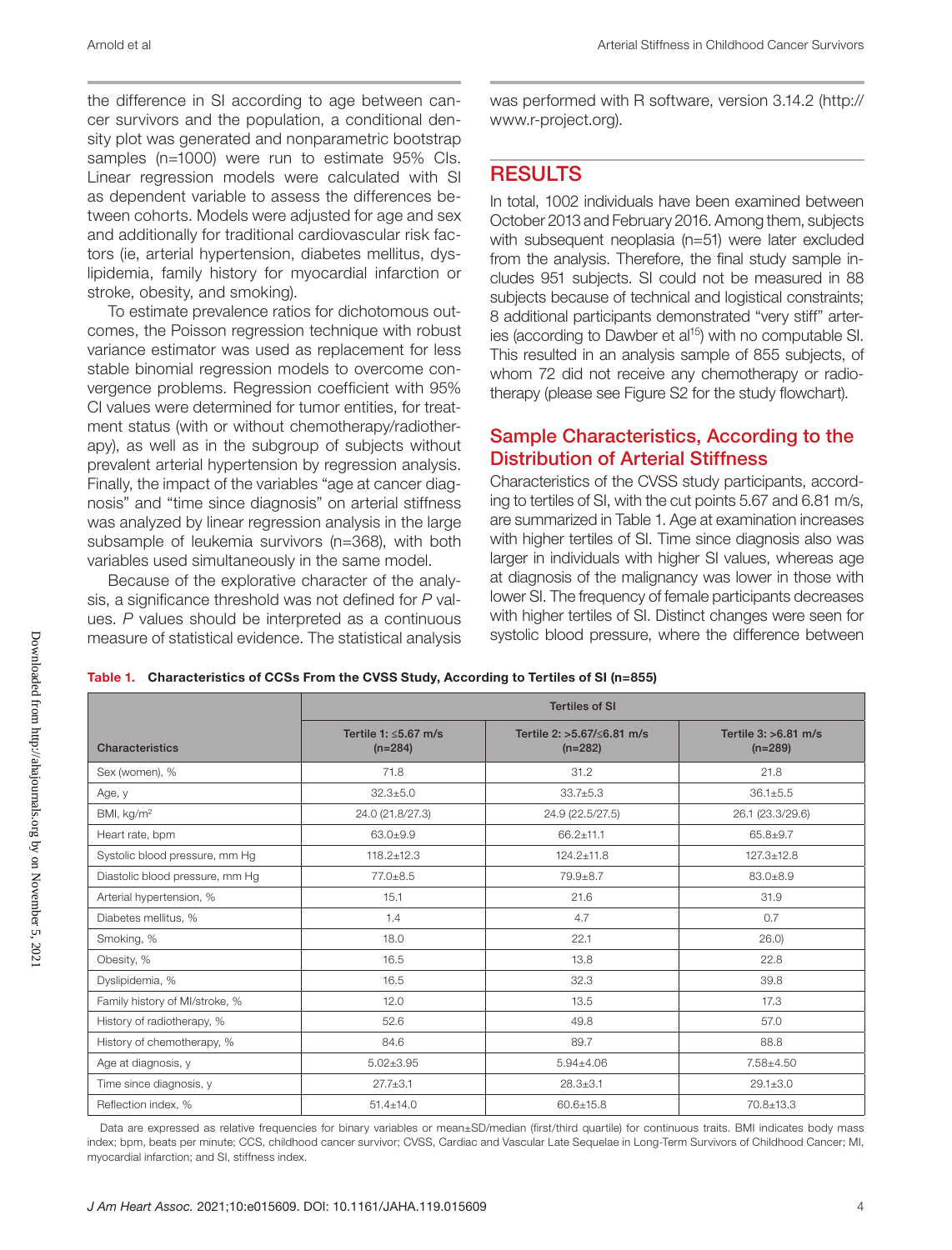the difference in SI according to age between cancer survivors and the population, a conditional density plot was generated and nonparametric bootstrap samples (n=1000) were run to estimate 95% CIs. Linear regression models were calculated with SI as dependent variable to assess the differences between cohorts. Models were adjusted for age and sex and additionally for traditional cardiovascular risk factors (ie, arterial hypertension, diabetes mellitus, dyslipidemia, family history for myocardial infarction or stroke, obesity, and smoking).

To estimate prevalence ratios for dichotomous outcomes, the Poisson regression technique with robust variance estimator was used as replacement for less stable binomial regression models to overcome convergence problems. Regression coefficient with 95% CI values were determined for tumor entities, for treatment status (with or without chemotherapy/radiotherapy), as well as in the subgroup of subjects without prevalent arterial hypertension by regression analysis. Finally, the impact of the variables "age at cancer diagnosis" and "time since diagnosis" on arterial stiffness was analyzed by linear regression analysis in the large subsample of leukemia survivors (n=368), with both variables used simultaneously in the same model.

Because of the explorative character of the analysis, a significance threshold was not defined for *P* values. *P* values should be interpreted as a continuous measure of statistical evidence. The statistical analysis was performed with R software, version 3.14.2 (http://www.r-project.org).

# RESULTS

In total, 1002 individuals have been examined between October 2013 and February 2016. Among them, subjects with subsequent neoplasia (n=51) were later excluded from the analysis. Therefore, the final study sample includes 951 subjects. SI could not be measured in 88 subjects because of technical and logistical constraints; 8 additional participants demonstrated "very stiff" arteries (according to Dawber et al[15]) with no computable SI. This resulted in an analysis sample of 855 subjects, of whom 72 did not receive any chemotherapy or radiotherapy (please see Figure S2 for the study flowchart).

## Sample Characteristics, According to the Distribution of Arterial Stiffness

Characteristics of the CVSS study participants, according to tertiles of SI, with the cut points 5.67 and 6.81 m/s, are summarized in Table 1. Age at examination increases with higher tertiles of SI. Time since diagnosis also was larger in individuals with higher SI values, whereas age at diagnosis of the malignancy was lower in those with lower SI. The frequency of female participants decreases with higher tertiles of SI. Distinct changes were seen for systolic blood pressure, where the difference between

**Table 1. Characteristics of CCSs From the CVSS Study, According to Tertiles of SI (n=855)**

| | Tertiles of SI | | |
|---|---|---|---|
| Characteristics | Tertile 1: ≤5.67 m/s (n=284) | Tertile 2: >5.67/≤6.81 m/s (n=282) | Tertile 3: >6.81 m/s (n=289) |
| Sex (women), % | 71.8 | 31.2 | 21.8 |
| Age, y | 32.3±5.0 | 33.7±5.3 | 36.1±5.5 |
| BMI, kg/m² | 24.0 (21.8/27.3) | 24.9 (22.5/27.5) | 26.1 (23.3/29.6) |
| Heart rate, bpm | 63.0±9.9 | 66.2±11.1 | 65.8±9.7 |
| Systolic blood pressure, mm Hg | 118.2±12.3 | 124.2±11.8 | 127.3±12.8 |
| Diastolic blood pressure, mm Hg | 77.0±8.5 | 79.9±8.7 | 83.0±8.9 |
| Arterial hypertension, % | 15.1 | 21.6 | 31.9 |
| Diabetes mellitus, % | 1.4 | 4.7 | 0.7 |
| Smoking, % | 18.0 | 22.1 | 26.0) |
| Obesity, % | 16.5 | 13.8 | 22.8 |
| Dyslipidemia, % | 16.5 | 32.3 | 39.8 |
| Family history of MI/stroke, % | 12.0 | 13.5 | 17.3 |
| History of radiotherapy, % | 52.6 | 49.8 | 57.0 |
| History of chemotherapy, % | 84.6 | 89.7 | 88.8 |
| Age at diagnosis, y | 5.02±3.95 | 5.94±4.06 | 7.58±4.50 |
| Time since diagnosis, y | 27.7±3.1 | 28.3±3.1 | 29.1±3.0 |
| Reflection index, % | 51.4±14.0 | 60.6±15.8 | 70.8±13.3 |

Data are expressed as relative frequencies for binary variables or mean±SD/median (first/third quartile) for continuous traits. BMI indicates body mass index; bpm, beats per minute; CCS, childhood cancer survivor; CVSS, Cardiac and Vascular Late Sequelae in Long-Term Survivors of Childhood Cancer; MI, myocardial infarction; and SI, stiffness index.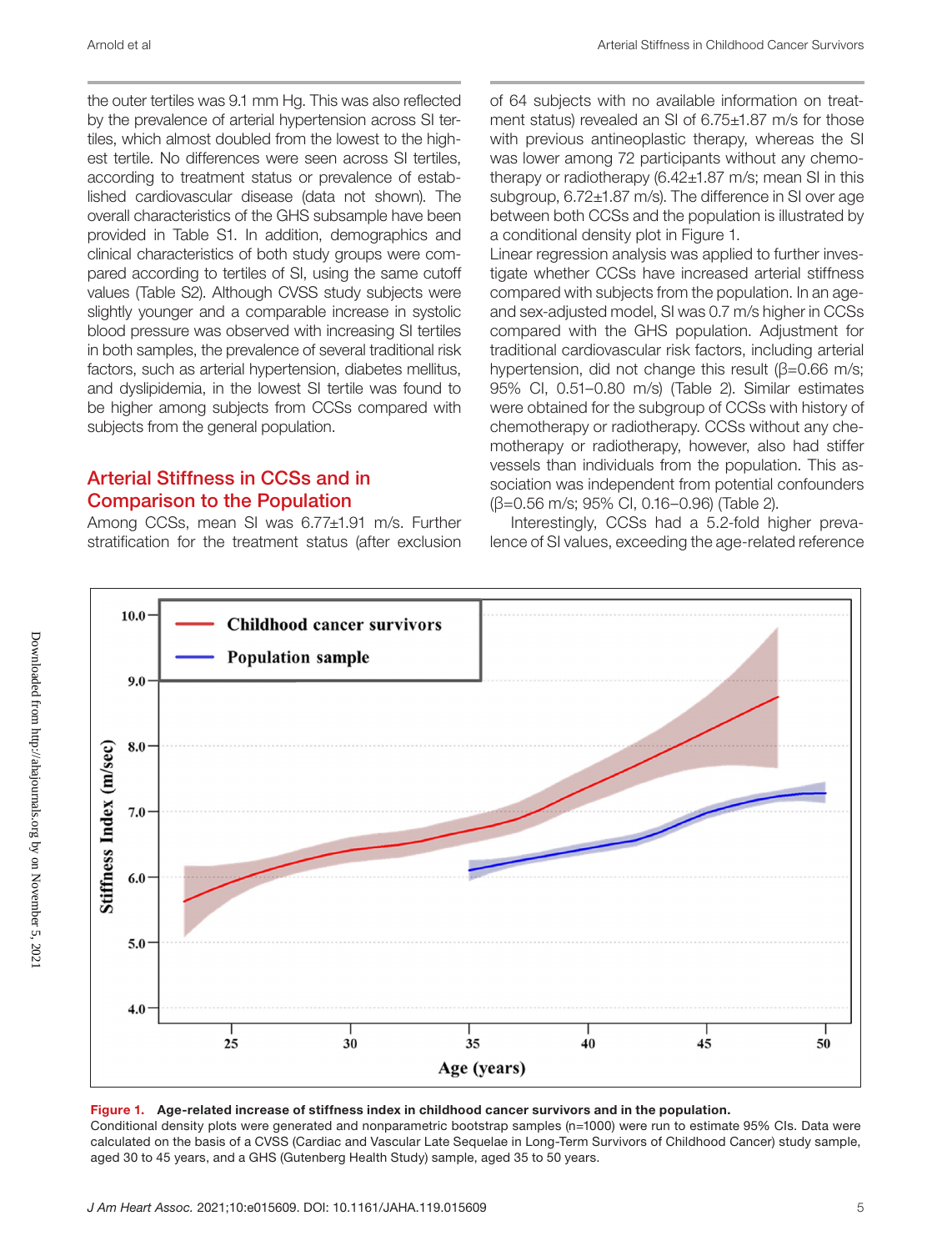the outer tertiles was 9.1 mm Hg. This was also reflected by the prevalence of arterial hypertension across SI tertiles, which almost doubled from the lowest to the highest tertile. No differences were seen across SI tertiles, according to treatment status or prevalence of established cardiovascular disease (data not shown). The overall characteristics of the GHS subsample have been provided in Table S1. In addition, demographics and clinical characteristics of both study groups were compared according to tertiles of SI, using the same cutoff values (Table S2). Although CVSS study subjects were slightly younger and a comparable increase in systolic blood pressure was observed with increasing SI tertiles in both samples, the prevalence of several traditional risk factors, such as arterial hypertension, diabetes mellitus, and dyslipidemia, in the lowest SI tertile was found to be higher among subjects from CCSs compared with subjects from the general population.

## Arterial Stiffness in CCSs and in Comparison to the Population

Among CCSs, mean SI was 6.77±1.91 m/s. Further stratification for the treatment status (after exclusion of 64 subjects with no available information on treatment status) revealed an SI of 6.75±1.87 m/s for those with previous antineoplastic therapy, whereas the SI was lower among 72 participants without any chemotherapy or radiotherapy (6.42±1.87 m/s; mean SI in this subgroup, 6.72±1.87 m/s). The difference in SI over age between both CCSs and the population is illustrated by a conditional density plot in Figure 1.

Linear regression analysis was applied to further investigate whether CCSs have increased arterial stiffness compared with subjects from the population. In an age- and sex-adjusted model, SI was 0.7 m/s higher in CCSs compared with the GHS population. Adjustment for traditional cardiovascular risk factors, including arterial hypertension, did not change this result (β=0.66 m/s; 95% CI, 0.51–0.80 m/s) (Table 2). Similar estimates were obtained for the subgroup of CCSs with history of chemotherapy or radiotherapy. CCSs without any chemotherapy or radiotherapy, however, also had stiffer vessels than individuals from the population. This association was independent from potential confounders (β=0.56 m/s; 95% CI, 0.16–0.96) (Table 2).

Interestingly, CCSs had a 5.2-fold higher prevalence of SI values, exceeding the age-related reference

**Figure 1. Age-related increase of stiffness index in childhood cancer survivors and in the population.**
Conditional density plots were generated and nonparametric bootstrap samples (n=1000) were run to estimate 95% CIs. Data were calculated on the basis of a CVSS (Cardiac and Vascular Late Sequelae in Long-Term Survivors of Childhood Cancer) study sample, aged 30 to 45 years, and a GHS (Gutenberg Health Study) sample, aged 35 to 50 years.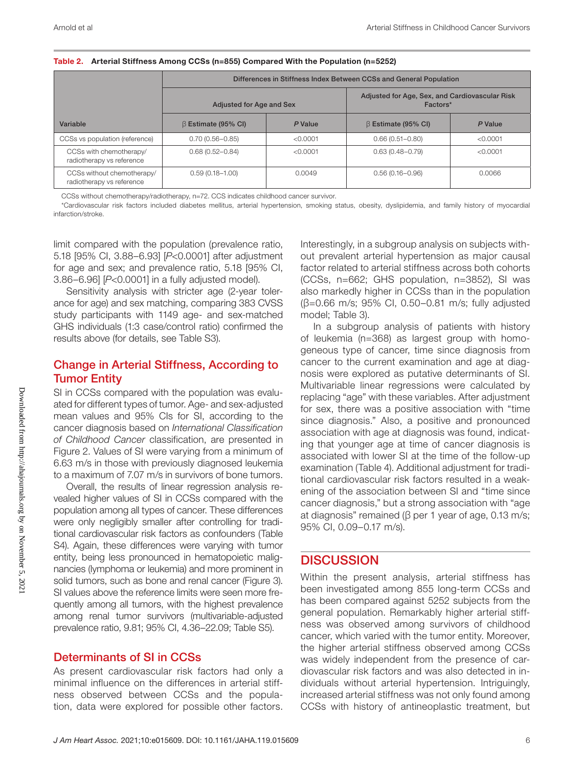**Table 2. Arterial Stiffness Among CCSs (n=855) Compared With the Population (n=5252)**

| Variable | Differences in Stiffness Index Between CCSs and General Population | | | |
|---|---|---|---|---|
| | Adjusted for Age and Sex | | Adjusted for Age, Sex, and Cardiovascular Risk Factors* | |
| | β Estimate (95% CI) | *P* Value | β Estimate (95% CI) | *P* Value |
| CCSs vs population (reference) | 0.70 (0.56–0.85) | <0.0001 | 0.66 (0.51–0.80) | <0.0001 |
| CCSs with chemotherapy/ radiotherapy vs reference | 0.68 (0.52–0.84) | <0.0001 | 0.63 (0.48–0.79) | <0.0001 |
| CCSs without chemotherapy/ radiotherapy vs reference | 0.59 (0.18–1.00) | 0.0049 | 0.56 (0.16–0.96) | 0.0066 |

CCSs without chemotherapy/radiotherapy, n=72. CCS indicates childhood cancer survivor.

*Cardiovascular risk factors included diabetes mellitus, arterial hypertension, smoking status, obesity, dyslipidemia, and family history of myocardial infarction/stroke.

limit compared with the population (prevalence ratio, 5.18 [95% CI, 3.88–6.93] [*P*<0.0001] after adjustment for age and sex; and prevalence ratio, 5.18 [95% CI, 3.86–6.96] [*P*<0.0001] in a fully adjusted model).

Sensitivity analysis with stricter age (2-year tolerance for age) and sex matching, comparing 383 CVSS study participants with 1149 age- and sex-matched GHS individuals (1:3 case/control ratio) confirmed the results above (for details, see Table S3).

## Change in Arterial Stiffness, According to Tumor Entity

SI in CCSs compared with the population was evaluated for different types of tumor. Age- and sex-adjusted mean values and 95% CIs for SI, according to the cancer diagnosis based on *International Classification of Childhood Cancer* classification, are presented in Figure 2. Values of SI were varying from a minimum of 6.63 m/s in those with previously diagnosed leukemia to a maximum of 7.07 m/s in survivors of bone tumors.

Overall, the results of linear regression analysis revealed higher values of SI in CCSs compared with the population among all types of cancer. These differences were only negligibly smaller after controlling for traditional cardiovascular risk factors as confounders (Table S4). Again, these differences were varying with tumor entity, being less pronounced in hematopoietic malignancies (lymphoma or leukemia) and more prominent in solid tumors, such as bone and renal cancer (Figure 3). SI values above the reference limits were seen more frequently among all tumors, with the highest prevalence among renal tumor survivors (multivariable-adjusted prevalence ratio, 9.81; 95% CI, 4.36–22.09; Table S5).

## Determinants of SI in CCSs

As present cardiovascular risk factors had only a minimal influence on the differences in arterial stiffness observed between CCSs and the population, data were explored for possible other factors. Interestingly, in a subgroup analysis on subjects without prevalent arterial hypertension as major causal factor related to arterial stiffness across both cohorts (CCSs, n=662; GHS population, n=3852), SI was also markedly higher in CCSs than in the population (β=0.66 m/s; 95% CI, 0.50–0.81 m/s; fully adjusted model; Table 3).

In a subgroup analysis of patients with history of leukemia (n=368) as largest group with homogeneous type of cancer, time since diagnosis from cancer to the current examination and age at diagnosis were explored as putative determinants of SI. Multivariable linear regressions were calculated by replacing "age" with these variables. After adjustment for sex, there was a positive association with "time since diagnosis." Also, a positive and pronounced association with age at diagnosis was found, indicating that younger age at time of cancer diagnosis is associated with lower SI at the time of the follow-up examination (Table 4). Additional adjustment for traditional cardiovascular risk factors resulted in a weakening of the association between SI and "time since cancer diagnosis," but a strong association with "age at diagnosis" remained (β per 1 year of age, 0.13 m/s; 95% CI, 0.09–0.17 m/s).

# DISCUSSION

Within the present analysis, arterial stiffness has been investigated among 855 long-term CCSs and has been compared against 5252 subjects from the general population. Remarkably higher arterial stiffness was observed among survivors of childhood cancer, which varied with the tumor entity. Moreover, the higher arterial stiffness observed among CCSs was widely independent from the presence of cardiovascular risk factors and was also detected in individuals without arterial hypertension. Intriguingly, increased arterial stiffness was not only found among CCSs with history of antineoplastic treatment, but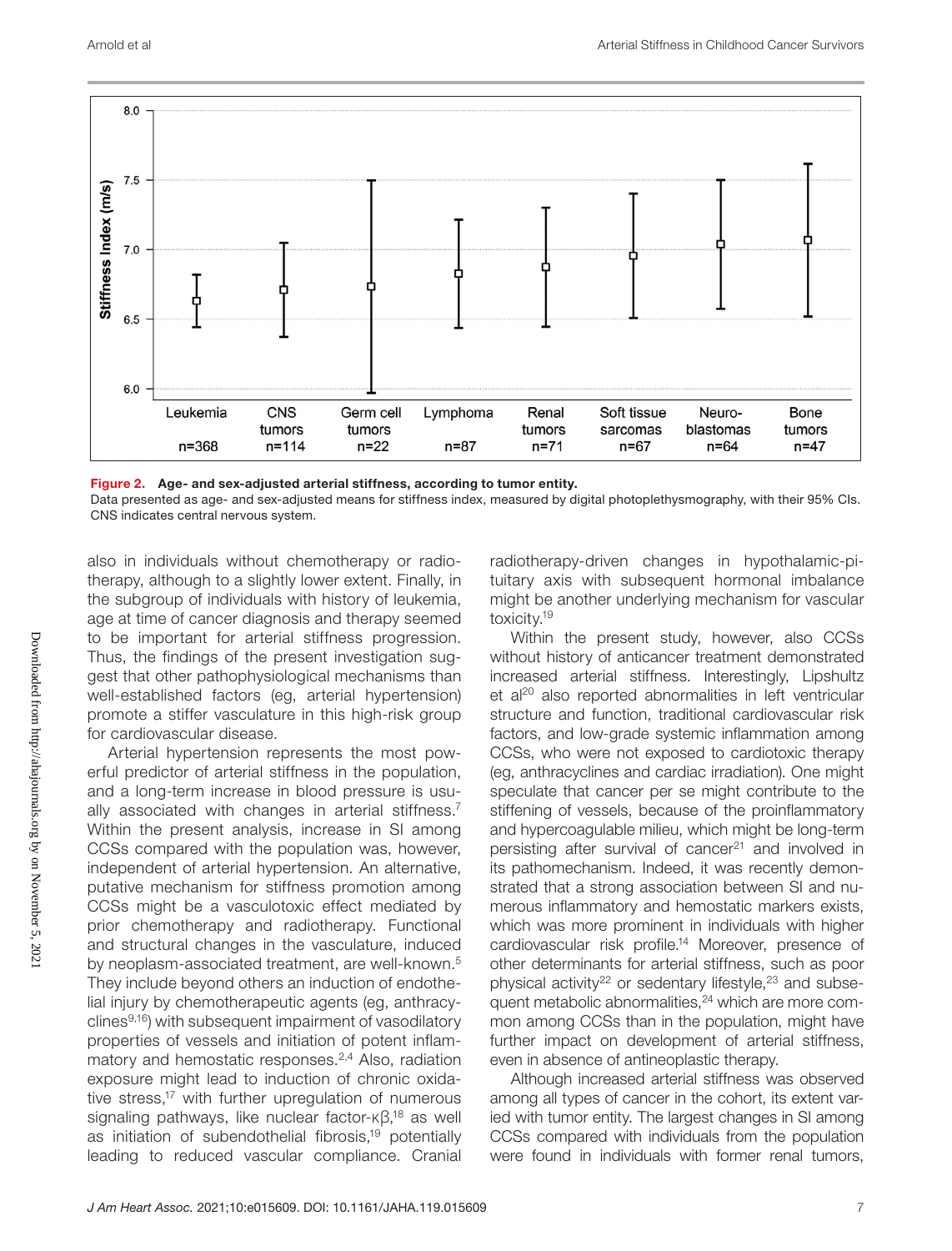Figure 2. Age- and sex-adjusted arterial stiffness, according to tumor entity.

Data presented as age- and sex-adjusted means for stiffness index, measured by digital photoplethysmography, with their 95% CIs. CNS indicates central nervous system.

also in individuals without chemotherapy or radiotherapy, although to a slightly lower extent. Finally, in the subgroup of individuals with history of leukemia, age at time of cancer diagnosis and therapy seemed to be important for arterial stiffness progression. Thus, the findings of the present investigation suggest that other pathophysiological mechanisms than well-established factors (eg, arterial hypertension) promote a stiffer vasculature in this high-risk group for cardiovascular disease.

Arterial hypertension represents the most powerful predictor of arterial stiffness in the population, and a long-term increase in blood pressure is usually associated with changes in arterial stiffness.[7] Within the present analysis, increase in SI among CCSs compared with the population was, however, independent of arterial hypertension. An alternative, putative mechanism for stiffness promotion among CCSs might be a vasculotoxic effect mediated by prior chemotherapy and radiotherapy. Functional and structural changes in the vasculature, induced by neoplasm-associated treatment, are well-known.[5] They include beyond others an induction of endothelial injury by chemotherapeutic agents (eg, anthracyclines[9,16]) with subsequent impairment of vasodilatory properties of vessels and initiation of potent inflammatory and hemostatic responses.[2,4] Also, radiation exposure might lead to induction of chronic oxidative stress,[17] with further upregulation of numerous signaling pathways, like nuclear factor-κβ,[18] as well as initiation of subendothelial fibrosis,[19] potentially leading to reduced vascular compliance. Cranial radiotherapy-driven changes in hypothalamic-pituitary axis with subsequent hormonal imbalance might be another underlying mechanism for vascular toxicity.[19]

Within the present study, however, also CCSs without history of anticancer treatment demonstrated increased arterial stiffness. Interestingly, Lipshultz et al[20] also reported abnormalities in left ventricular structure and function, traditional cardiovascular risk factors, and low-grade systemic inflammation among CCSs, who were not exposed to cardiotoxic therapy (eg, anthracyclines and cardiac irradiation). One might speculate that cancer per se might contribute to the stiffening of vessels, because of the proinflammatory and hypercoagulable milieu, which might be long-term persisting after survival of cancer[21] and involved in its pathomechanism. Indeed, it was recently demonstrated that a strong association between SI and numerous inflammatory and hemostatic markers exists, which was more prominent in individuals with higher cardiovascular risk profile.[14] Moreover, presence of other determinants for arterial stiffness, such as poor physical activity[22] or sedentary lifestyle,[23] and subsequent metabolic abnormalities,[24] which are more common among CCSs than in the population, might have further impact on development of arterial stiffness, even in absence of antineoplastic therapy.

Although increased arterial stiffness was observed among all types of cancer in the cohort, its extent varied with tumor entity. The largest changes in SI among CCSs compared with individuals from the population were found in individuals with former renal tumors,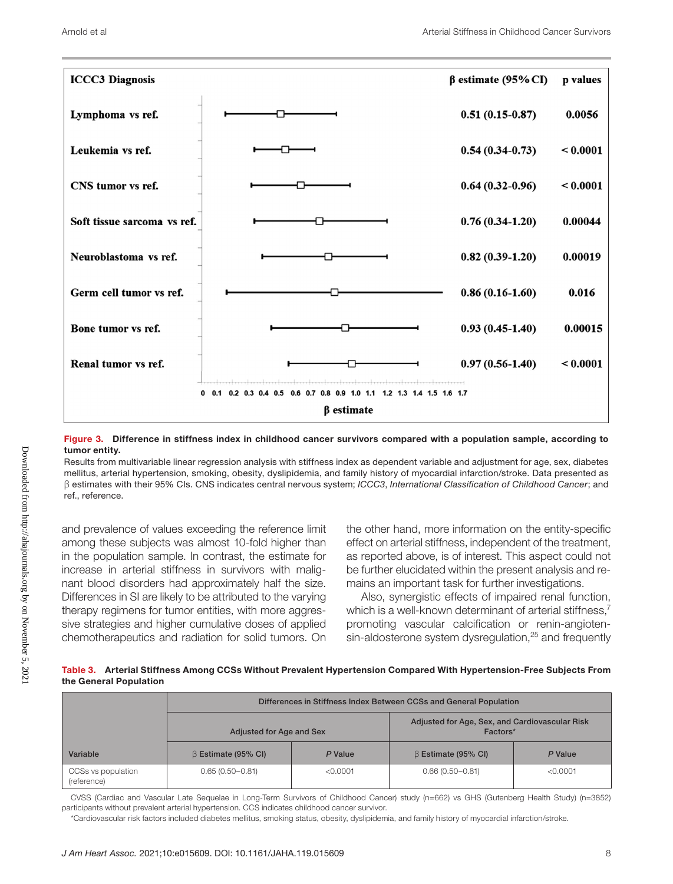| ICCC3 Diagnosis | β estimate (95% CI) | p values |
|---|---|---|
| Lymphoma vs ref. | 0.51 (0.15-0.87) | 0.0056 |
| Leukemia vs ref. | 0.54 (0.34-0.73) | < 0.0001 |
| CNS tumor vs ref. | 0.64 (0.32-0.96) | < 0.0001 |
| Soft tissue sarcoma vs ref. | 0.76 (0.34-1.20) | 0.00044 |
| Neuroblastoma vs ref. | 0.82 (0.39-1.20) | 0.00019 |
| Germ cell tumor vs ref. | 0.86 (0.16-1.60) | 0.016 |
| Bone tumor vs ref. | 0.93 (0.45-1.40) | 0.00015 |
| Renal tumor vs ref. | 0.97 (0.56-1.40) | < 0.0001 |

**Figure 3. Difference in stiffness index in childhood cancer survivors compared with a population sample, according to tumor entity.**

Results from multivariable linear regression analysis with stiffness index as dependent variable and adjustment for age, sex, diabetes mellitus, arterial hypertension, smoking, obesity, dyslipidemia, and family history of myocardial infarction/stroke. Data presented as β estimates with their 95% CIs. CNS indicates central nervous system; *ICCC3*, *International Classification of Childhood Cancer*; and ref., reference.

and prevalence of values exceeding the reference limit among these subjects was almost 10-fold higher than in the population sample. In contrast, the estimate for increase in arterial stiffness in survivors with malignant blood disorders had approximately half the size. Differences in SI are likely to be attributed to the varying therapy regimens for tumor entities, with more aggressive strategies and higher cumulative doses of applied chemotherapeutics and radiation for solid tumors. On the other hand, more information on the entity-specific effect on arterial stiffness, independent of the treatment, as reported above, is of interest. This aspect could not be further elucidated within the present analysis and remains an important task for further investigations.

Also, synergistic effects of impaired renal function, which is a well-known determinant of arterial stiffness,[7] promoting vascular calcification or renin-angiotensin-aldosterone system dysregulation,[25] and frequently

**Table 3. Arterial Stiffness Among CCSs Without Prevalent Hypertension Compared With Hypertension-Free Subjects From the General Population**

| | Differences in Stiffness Index Between CCSs and General Population | | | |
|---|---|---|---|---|
| | Adjusted for Age and Sex | | Adjusted for Age, Sex, and Cardiovascular Risk Factors* | |
| Variable | β Estimate (95% CI) | *P* Value | β Estimate (95% CI) | *P* Value |
| CCSs vs population (reference) | 0.65 (0.50–0.81) | <0.0001 | 0.66 (0.50–0.81) | <0.0001 |

CVSS (Cardiac and Vascular Late Sequelae in Long-Term Survivors of Childhood Cancer) study (n=662) vs GHS (Gutenberg Health Study) (n=3852) participants without prevalent arterial hypertension. CCS indicates childhood cancer survivor.

*Cardiovascular risk factors included diabetes mellitus, smoking status, obesity, dyslipidemia, and family history of myocardial infarction/stroke.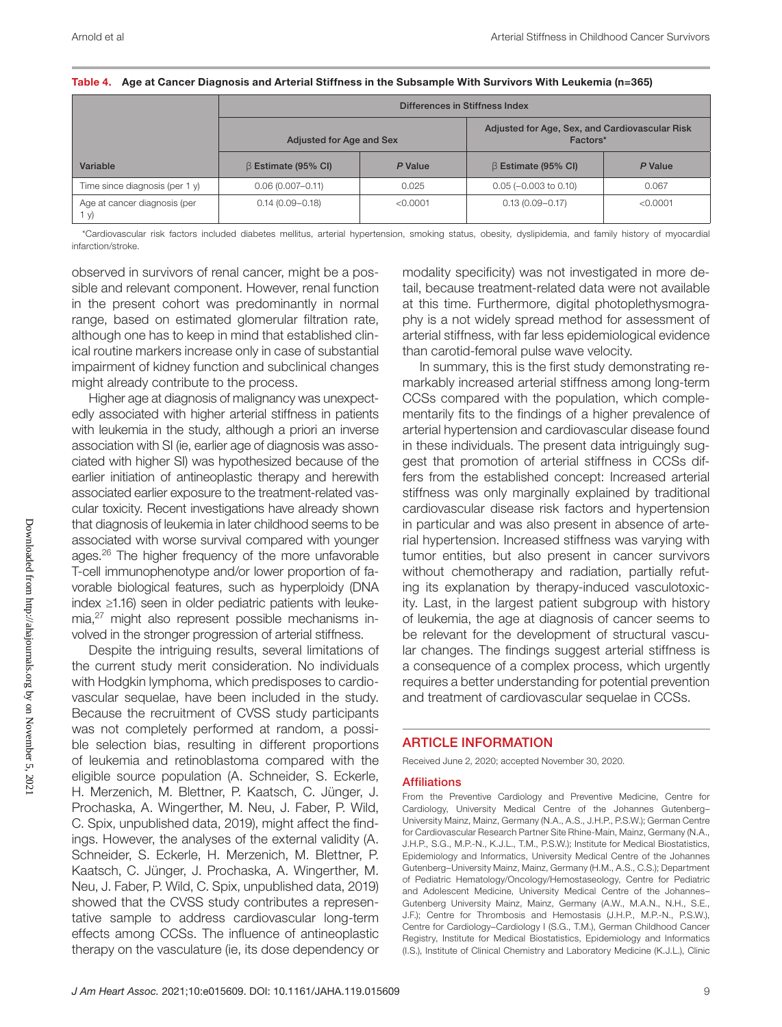**Table 4. Age at Cancer Diagnosis and Arterial Stiffness in the Subsample With Survivors With Leukemia (n=365)**

| Variable | Differences in Stiffness Index | | | |
|---|---|---|---|---|
| | Adjusted for Age and Sex | | Adjusted for Age, Sex, and Cardiovascular Risk Factors* | |
| | β Estimate (95% CI) | *P* Value | β Estimate (95% CI) | *P* Value |
| Time since diagnosis (per 1 y) | 0.06 (0.007–0.11) | 0.025 | 0.05 (−0.003 to 0.10) | 0.067 |
| Age at cancer diagnosis (per 1 y) | 0.14 (0.09–0.18) | <0.0001 | 0.13 (0.09–0.17) | <0.0001 |

*Cardiovascular risk factors included diabetes mellitus, arterial hypertension, smoking status, obesity, dyslipidemia, and family history of myocardial infarction/stroke.

observed in survivors of renal cancer, might be a possible and relevant component. However, renal function in the present cohort was predominantly in normal range, based on estimated glomerular filtration rate, although one has to keep in mind that established clinical routine markers increase only in case of substantial impairment of kidney function and subclinical changes might already contribute to the process.

Higher age at diagnosis of malignancy was unexpectedly associated with higher arterial stiffness in patients with leukemia in the study, although a priori an inverse association with SI (ie, earlier age of diagnosis was associated with higher SI) was hypothesized because of the earlier initiation of antineoplastic therapy and herewith associated earlier exposure to the treatment-related vascular toxicity. Recent investigations have already shown that diagnosis of leukemia in later childhood seems to be associated with worse survival compared with younger ages.[26] The higher frequency of the more unfavorable T-cell immunophenotype and/or lower proportion of favorable biological features, such as hyperploidy (DNA index ≥1.16) seen in older pediatric patients with leukemia,[27] might also represent possible mechanisms involved in the stronger progression of arterial stiffness.

Despite the intriguing results, several limitations of the current study merit consideration. No individuals with Hodgkin lymphoma, which predisposes to cardiovascular sequelae, have been included in the study. Because the recruitment of CVSS study participants was not completely performed at random, a possible selection bias, resulting in different proportions of leukemia and retinoblastoma compared with the eligible source population (A. Schneider, S. Eckerle, H. Merzenich, M. Blettner, P. Kaatsch, C. Jünger, J. Prochaska, A. Wingerther, M. Neu, J. Faber, P. Wild, C. Spix, unpublished data, 2019), might affect the findings. However, the analyses of the external validity (A. Schneider, S. Eckerle, H. Merzenich, M. Blettner, P. Kaatsch, C. Jünger, J. Prochaska, A. Wingerther, M. Neu, J. Faber, P. Wild, C. Spix, unpublished data, 2019) showed that the CVSS study contributes a representative sample to address cardiovascular long-term effects among CCSs. The influence of antineoplastic therapy on the vasculature (ie, its dose dependency or modality specificity) was not investigated in more detail, because treatment-related data were not available at this time. Furthermore, digital photoplethysmography is a not widely spread method for assessment of arterial stiffness, with far less epidemiological evidence than carotid-femoral pulse wave velocity.

In summary, this is the first study demonstrating remarkably increased arterial stiffness among long-term CCSs compared with the population, which complementarily fits to the findings of a higher prevalence of arterial hypertension and cardiovascular disease found in these individuals. The present data intriguingly suggest that promotion of arterial stiffness in CCSs differs from the established concept: Increased arterial stiffness was only marginally explained by traditional cardiovascular disease risk factors and hypertension in particular and was also present in absence of arterial hypertension. Increased stiffness was varying with tumor entities, but also present in cancer survivors without chemotherapy and radiation, partially refuting its explanation by therapy-induced vasculotoxicity. Last, in the largest patient subgroup with history of leukemia, the age at diagnosis of cancer seems to be relevant for the development of structural vascular changes. The findings suggest arterial stiffness is a consequence of a complex process, which urgently requires a better understanding for potential prevention and treatment of cardiovascular sequelae in CCSs.

## ARTICLE INFORMATION

Received June 2, 2020; accepted November 30, 2020.

### Affiliations

From the Preventive Cardiology and Preventive Medicine, Centre for Cardiology, University Medical Centre of the Johannes Gutenberg–University Mainz, Mainz, Germany (N.A., A.S., J.H.P., P.S.W.); German Centre for Cardiovascular Research Partner Site Rhine-Main, Mainz, Germany (N.A., J.H.P., S.G., M.P.-N., K.J.L., T.M., P.S.W.); Institute for Medical Biostatistics, Epidemiology and Informatics, University Medical Centre of the Johannes Gutenberg–University Mainz, Mainz, Germany (H.M., A.S., C.S.); Department of Pediatric Hematology/Oncology/Hemostaseology, Centre for Pediatric and Adolescent Medicine, University Medical Centre of the Johannes–Gutenberg University Mainz, Mainz, Germany (A.W., M.A.N., N.H., S.E., J.F.); Centre for Thrombosis and Hemostasis (J.H.P., M.P.-N., P.S.W.), Centre for Cardiology–Cardiology I (S.G., T.M.), German Childhood Cancer Registry, Institute for Medical Biostatistics, Epidemiology and Informatics (I.S.), Institute of Clinical Chemistry and Laboratory Medicine (K.J.L.), Clinic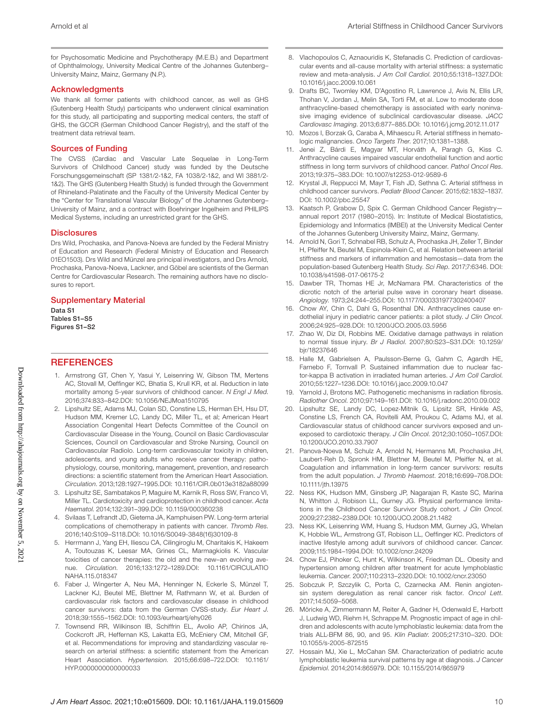for Psychosomatic Medicine and Psychotherapy (M.E.B.) and Department of Ophthalmology, University Medical Centre of the Johannes Gutenberg–University Mainz, Mainz, Germany (N.P.).

## Acknowledgments

We thank all former patients with childhood cancer, as well as GHS (Gutenberg Health Study) participants who underwent clinical examination for this study, all participating and supporting medical centers, the staff of GHS, the GCCR (German Childhood Cancer Registry), and the staff of the treatment data retrieval team.

## Sources of Funding

The CVSS (Cardiac and Vascular Late Sequelae in Long-Term Survivors of Childhood Cancer) study was funded by the Deutsche Forschungsgemeinschaft (SP 1381/2-1&2, FA 1038/2-1&2, and WI 3881/2-1&2). The GHS (Gutenberg Health Study) is funded through the Government of Rhineland-Palatinate and the Faculty of the University Medical Center by the "Center for Translational Vascular Biology" of the Johannes Gutenberg–University of Mainz, and a contract with Boehringer Ingelheim and PHILIPS Medical Systems, including an unrestricted grant for the GHS.

## Disclosures

Drs Wild, Prochaska, and Panova-Noeva are funded by the Federal Ministry of Education and Research (Federal Ministry of Education and Research 01EO1503). Drs Wild and Münzel are principal investigators, and Drs Arnold, Prochaska, Panova-Noeva, Lackner, and Göbel are scientists of the German Centre for Cardiovascular Research. The remaining authors have no disclosures to report.

## Supplementary Material

**Data S1**
**Tables S1–S5**
**Figures S1–S2**

## REFERENCES

1. Armstrong GT, Chen Y, Yasui Y, Leisenring W, Gibson TM, Mertens AC, Stovall M, Oeffinger KC, Bhatia S, Krull KR, et al. Reduction in late mortality among 5-year survivors of childhood cancer. *N Engl J Med*. 2016;374:833–842.DOI: 10.1056/NEJMoa1510795
2. Lipshultz SE, Adams MJ, Colan SD, Constine LS, Herman EH, Hsu DT, Hudson MM, Kremer LC, Landy DC, Miller TL, et al; American Heart Association Congenital Heart Defects Committee of the Council on Cardiovascular Disease in the Young, Council on Basic Cardiovascular Sciences, Council on Cardiovascular and Stroke Nursing, Council on Cardiovascular Radiolo. Long-term cardiovascular toxicity in children, adolescents, and young adults who receive cancer therapy: pathophysiology, course, monitoring, management, prevention, and research directions: a scientific statement from the American Heart Association. *Circulation*. 2013;128:1927–1995.DOI: 10.1161/CIR.0b013e3182a88099
3. Lipshultz SE, Sambatakos P, Maguire M, Karnik R, Ross SW, Franco VI, Miller TL. Cardiotoxicity and cardioprotection in childhood cancer. *Acta Haematol*. 2014;132:391–399.DOI: 10.1159/000360238
4. Svilaas T, Lefrandt JD, Gietema JA, Kamphuisen PW. Long-term arterial complications of chemotherapy in patients with cancer. *Thromb Res*. 2016;140:S109–S118.DOI: 10.1016/S0049-3848(16)30109-8
5. Herrmann J, Yang EH, Iliescu CA, Cilingiroglu M, Charitakis K, Hakeem A, Toutouzas K, Leesar MA, Grines CL, Marmagkiolis K. Vascular toxicities of cancer therapies: the old and the new–an evolving avenue. *Circulation*. 2016;133:1272–1289.DOI: 10.1161/CIRCULATIONAHA.115.018347
6. Faber J, Wingerter A, Neu MA, Henninger N, Eckerle S, Münzel T, Lackner KJ, Beutel ME, Blettner M, Rathmann W, et al. Burden of cardiovascular risk factors and cardiovascular disease in childhood cancer survivors: data from the German CVSS-study. *Eur Heart J*. 2018;39:1555–1562.DOI: 10.1093/eurheartj/ehy026
7. Townsend RR, Wilkinson IB, Schiffrin EL, Avolio AP, Chirinos JA, Cockcroft JR, Heffernan KS, Lakatta EG, McEniery CM, Mitchell GF, et al. Recommendations for improving and standardizing vascular research on arterial stiffness: a scientific statement from the American Heart Association. *Hypertension*. 2015;66:698–722.DOI: 10.1161/HYP.0000000000000033
8. Vlachopoulos C, Aznaouridis K, Stefanadis C. Prediction of cardiovascular events and all-cause mortality with arterial stiffness: a systematic review and meta-analysis. *J Am Coll Cardiol*. 2010;55:1318–1327.DOI: 10.1016/j.jacc.2009.10.061
9. Drafts BC, Twomley KM, D'Agostino R, Lawrence J, Avis N, Ellis LR, Thohan V, Jordan J, Melin SA, Torti FM, et al. Low to moderate dose anthracycline-based chemotherapy is associated with early noninvasive imaging evidence of subclinical cardiovascular disease. *JACC Cardiovasc Imaging*. 2013;6:877–885.DOI: 10.1016/j.jcmg.2012.11.017
10. Mozos I, Borzak G, Caraba A, Mihaescu R. Arterial stiffness in hematologic malignancies. *Onco Targets Ther*. 2017;10:1381–1388.
11. Jenei Z, Bárdi E, Magyar MT, Horváth A, Paragh G, Kiss C. Anthracycline causes impaired vascular endothelial function and aortic stiffness in long term survivors of childhood cancer. *Pathol Oncol Res*. 2013;19:375–383.DOI: 10.1007/s12253-012-9589-6
12. Krystal JI, Reppucci M, Mayr T, Fish JD, Sethna C. Arterial stiffness in childhood cancer survivors. *Pediatr Blood Cancer*. 2015;62:1832–1837. DOI: 10.1002/pbc.25547
13. Kaatsch P, Grabow D, Spix C. German Childhood Cancer Registry—annual report 2017 (1980–2015). In: Institute of Medical Biostatistics, Epidemiology and Informatics (IMBEI) at the University Medical Center of the Johannes Gutenberg University Mainz, Mainz, Germany.
14. Arnold N, Gori T, Schnabel RB, Schulz A, Prochaska JH, Zeller T, Binder H, Pfeiffer N, Beutel M, Espinola-Klein C, et al. Relation between arterial stiffness and markers of inflammation and hemostasis—data from the population-based Gutenberg Health Study. *Sci Rep*. 2017;7:6346. DOI: 10.1038/s41598-017-06175-2
15. Dawber TR, Thomas HE Jr, McNamara PM. Characteristics of the dicrotic notch of the arterial pulse wave in coronary heart disease. *Angiology*. 1973;24:244–255.DOI: 10.1177/000331977302400407
16. Chow AY, Chin C, Dahl G, Rosenthal DN. Anthracyclines cause endothelial injury in pediatric cancer patients: a pilot study. *J Clin Oncol*. 2006;24:925–928.DOI: 10.1200/JCO.2005.03.5956
17. Zhao W, Diz DI, Robbins ME. Oxidative damage pathways in relation to normal tissue injury. *Br J Radiol*. 2007;80:S23–S31.DOI: 10.1259/bjr/18237646
18. Halle M, Gabrielsen A, Paulsson-Berne G, Gahm C, Agardh HE, Farnebo F, Tornvall P. Sustained inflammation due to nuclear factor-kappa B activation in irradiated human arteries. *J Am Coll Cardiol*. 2010;55:1227–1236.DOI: 10.1016/j.jacc.2009.10.047
19. Yarnold J, Brotons MC. Pathogenetic mechanisms in radiation fibrosis. *Radiother Oncol*. 2010;97:149–161.DOI: 10.1016/j.radonc.2010.09.002
20. Lipshultz SE, Landy DC, Lopez-Mitnik G, Lipsitz SR, Hinkle AS, Constine LS, French CA, Rovitelli AM, Proukou C, Adams MJ, et al. Cardiovascular status of childhood cancer survivors exposed and unexposed to cardiotoxic therapy. *J Clin Oncol*. 2012;30:1050–1057.DOI: 10.1200/JCO.2010.33.7907
21. Panova-Noeva M, Schulz A, Arnold N, Hermanns MI, Prochaska JH, Laubert-Reh D, Spronk HM, Blettner M, Beutel M, Pfeiffer N, et al. Coagulation and inflammation in long-term cancer survivors: results from the adult population. *J Thromb Haemost*. 2018;16:699–708.DOI: 10.1111/jth.13975
22. Ness KK, Hudson MM, Ginsberg JP, Nagarajan R, Kaste SC, Marina N, Whitton J, Robison LL, Gurney JG. Physical performance limitations in the Childhood Cancer Survivor Study cohort. *J Clin Oncol*. 2009;27:2382–2389.DOI: 10.1200/JCO.2008.21.1482
23. Ness KK, Leisenring WM, Huang S, Hudson MM, Gurney JG, Whelan K, Hobbie WL, Armstrong GT, Robison LL, Oeffinger KC. Predictors of inactive lifestyle among adult survivors of childhood cancer. *Cancer*. 2009;115:1984–1994.DOI: 10.1002/cncr.24209
24. Chow EJ, Pihoker C, Hunt K, Wilkinson K, Friedman DL. Obesity and hypertension among children after treatment for acute lymphoblastic leukemia. *Cancer*. 2007;110:2313–2320.DOI: 10.1002/cncr.23050
25. Sobczuk P, Szczylik C, Porta C, Czarnecka AM. Renin angiotensin system deregulation as renal cancer risk factor. *Oncol Lett*. 2017;14:5059–5068.
26. Möricke A, Zimmermann M, Reiter A, Gadner H, Odenwald E, Harbott J, Ludwig WD, Riehm H, Schrappe M. Prognostic impact of age in children and adolescents with acute lymphoblastic leukemia: data from the trials ALL-BFM 86, 90, and 95. *Klin Padiatr*. 2005;217:310–320. DOI: 10.1055/s-2005-872515
27. Hossain MJ, Xie L, McCahan SM. Characterization of pediatric acute lymphoblastic leukemia survival patterns by age at diagnosis. *J Cancer Epidemiol*. 2014;2014:865979. DOI: 10.1155/2014/865979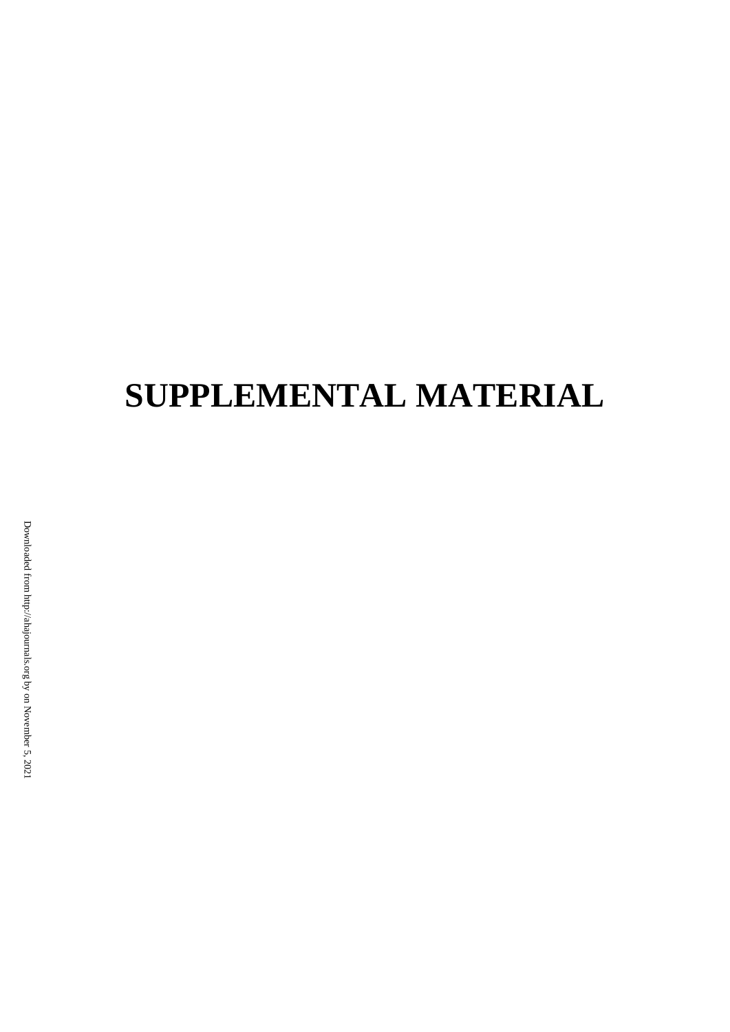# SUPPLEMENTAL MATERIAL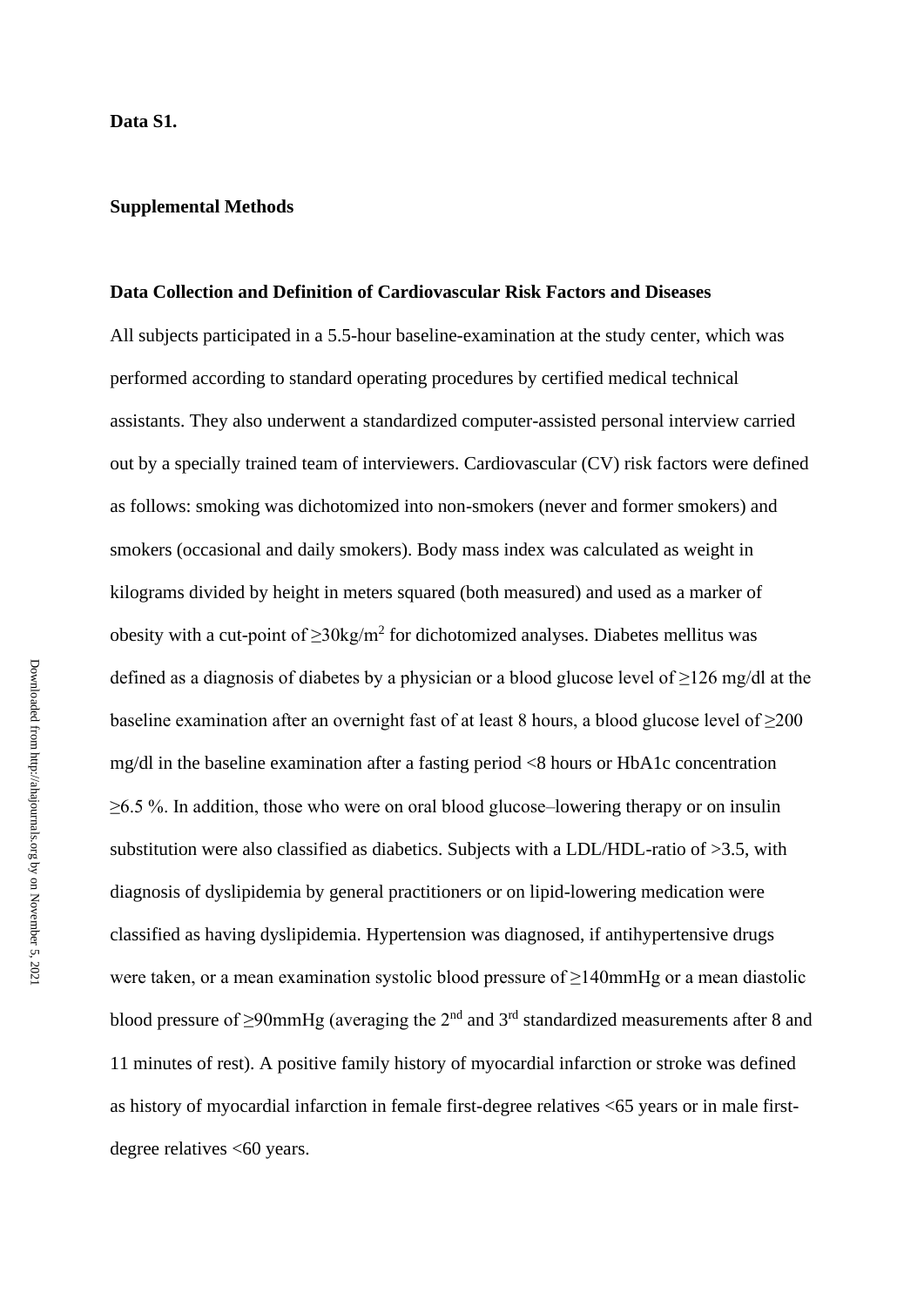**Data S1.**

**Supplemental Methods**

**Data Collection and Definition of Cardiovascular Risk Factors and Diseases**

All subjects participated in a 5.5-hour baseline-examination at the study center, which was performed according to standard operating procedures by certified medical technical assistants. They also underwent a standardized computer-assisted personal interview carried out by a specially trained team of interviewers. Cardiovascular (CV) risk factors were defined as follows: smoking was dichotomized into non-smokers (never and former smokers) and smokers (occasional and daily smokers). Body mass index was calculated as weight in kilograms divided by height in meters squared (both measured) and used as a marker of obesity with a cut-point of ≥30kg/$m^2$ for dichotomized analyses. Diabetes mellitus was defined as a diagnosis of diabetes by a physician or a blood glucose level of ≥126 mg/dl at the baseline examination after an overnight fast of at least 8 hours, a blood glucose level of ≥200 mg/dl in the baseline examination after a fasting period <8 hours or HbA1c concentration ≥6.5 %. In addition, those who were on oral blood glucose–lowering therapy or on insulin substitution were also classified as diabetics. Subjects with a LDL/HDL-ratio of >3.5, with diagnosis of dyslipidemia by general practitioners or on lipid-lowering medication were classified as having dyslipidemia. Hypertension was diagnosed, if antihypertensive drugs were taken, or a mean examination systolic blood pressure of ≥140mmHg or a mean diastolic blood pressure of ≥90mmHg (averaging the 2nd and 3rd standardized measurements after 8 and 11 minutes of rest). A positive family history of myocardial infarction or stroke was defined as history of myocardial infarction in female first-degree relatives <65 years or in male first-degree relatives <60 years.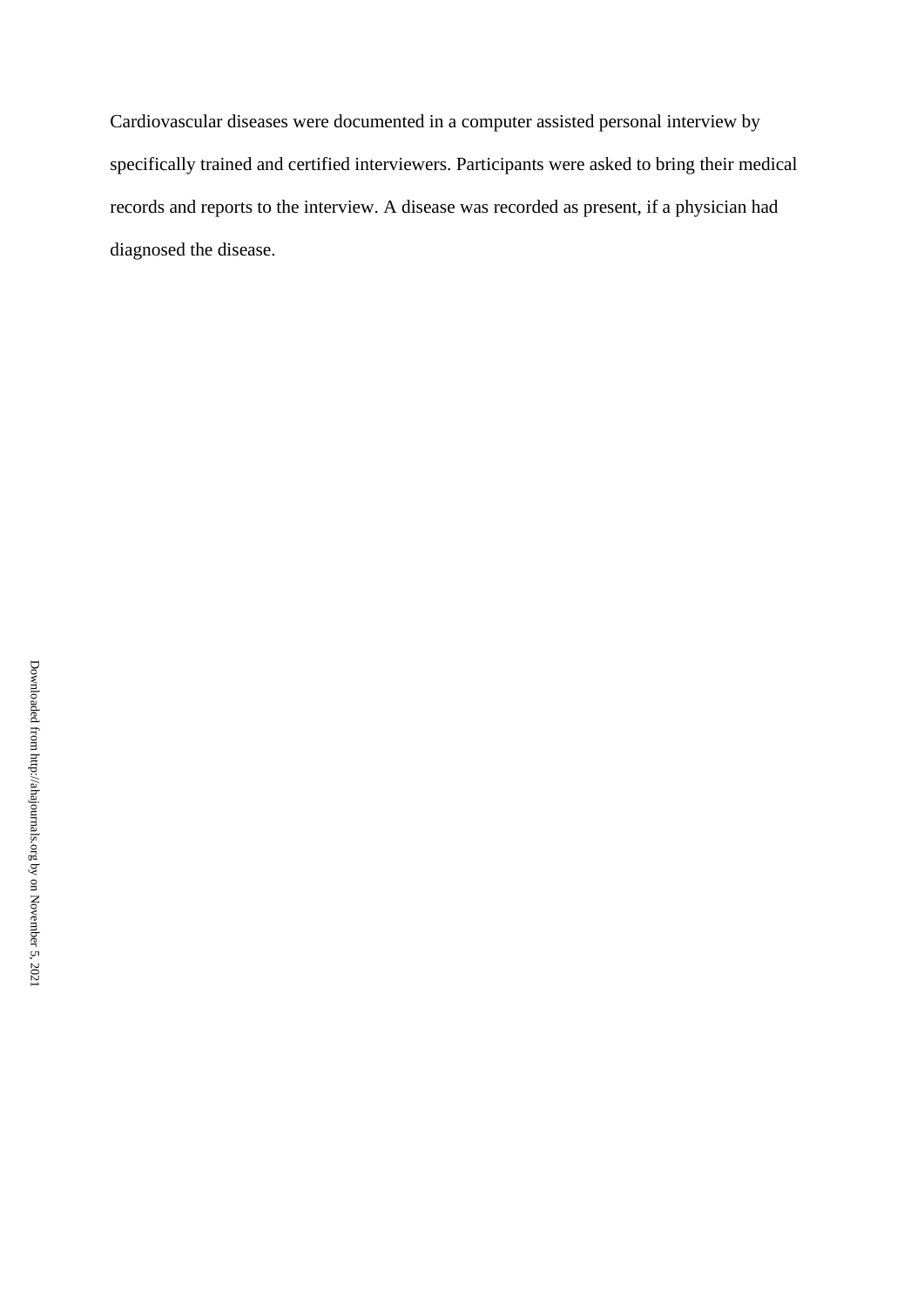Cardiovascular diseases were documented in a computer assisted personal interview by specifically trained and certified interviewers. Participants were asked to bring their medical records and reports to the interview. A disease was recorded as present, if a physician had diagnosed the disease.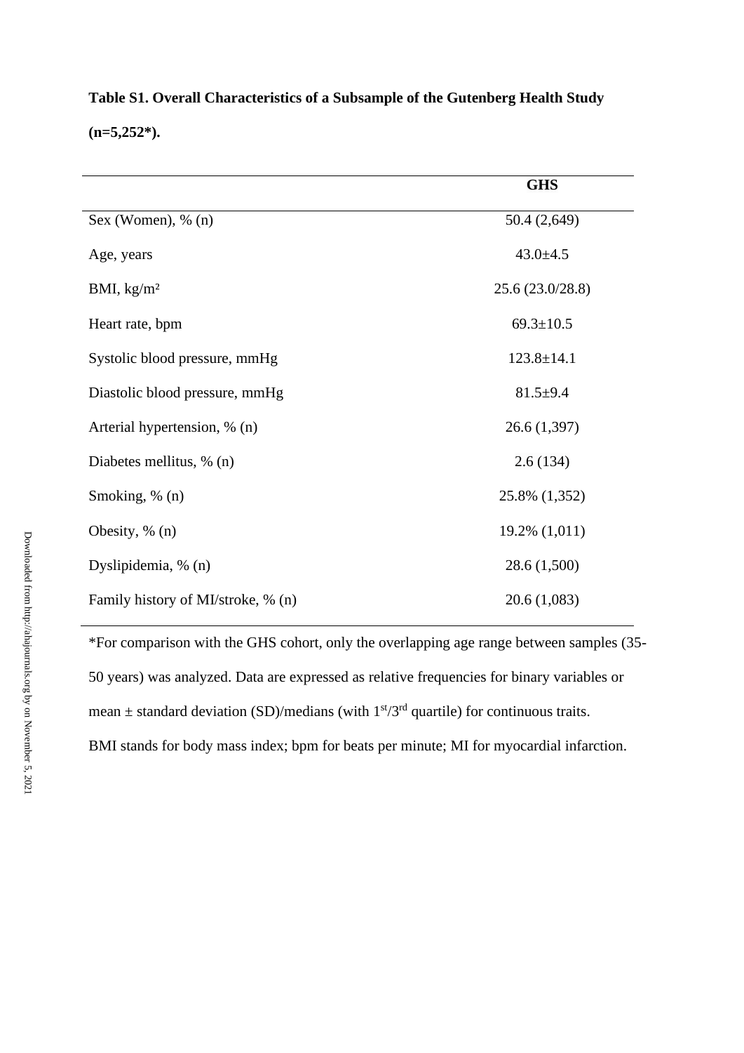**Table S1. Overall Characteristics of a Subsample of the Gutenberg Health Study (n=5,252*).**

| | GHS |
|---|---|
| Sex (Women), % (n) | 50.4 (2,649) |
| Age, years | 43.0±4.5 |
| BMI, kg/m² | 25.6 (23.0/28.8) |
| Heart rate, bpm | 69.3±10.5 |
| Systolic blood pressure, mmHg | 123.8±14.1 |
| Diastolic blood pressure, mmHg | 81.5±9.4 |
| Arterial hypertension, % (n) | 26.6 (1,397) |
| Diabetes mellitus, % (n) | 2.6 (134) |
| Smoking, % (n) | 25.8% (1,352) |
| Obesity, % (n) | 19.2% (1,011) |
| Dyslipidemia, % (n) | 28.6 (1,500) |
| Family history of MI/stroke, % (n) | 20.6 (1,083) |

*For comparison with the GHS cohort, only the overlapping age range between samples (35-50 years) was analyzed. Data are expressed as relative frequencies for binary variables or mean ± standard deviation (SD)/medians (with 1st/3rd quartile) for continuous traits. BMI stands for body mass index; bpm for beats per minute; MI for myocardial infarction.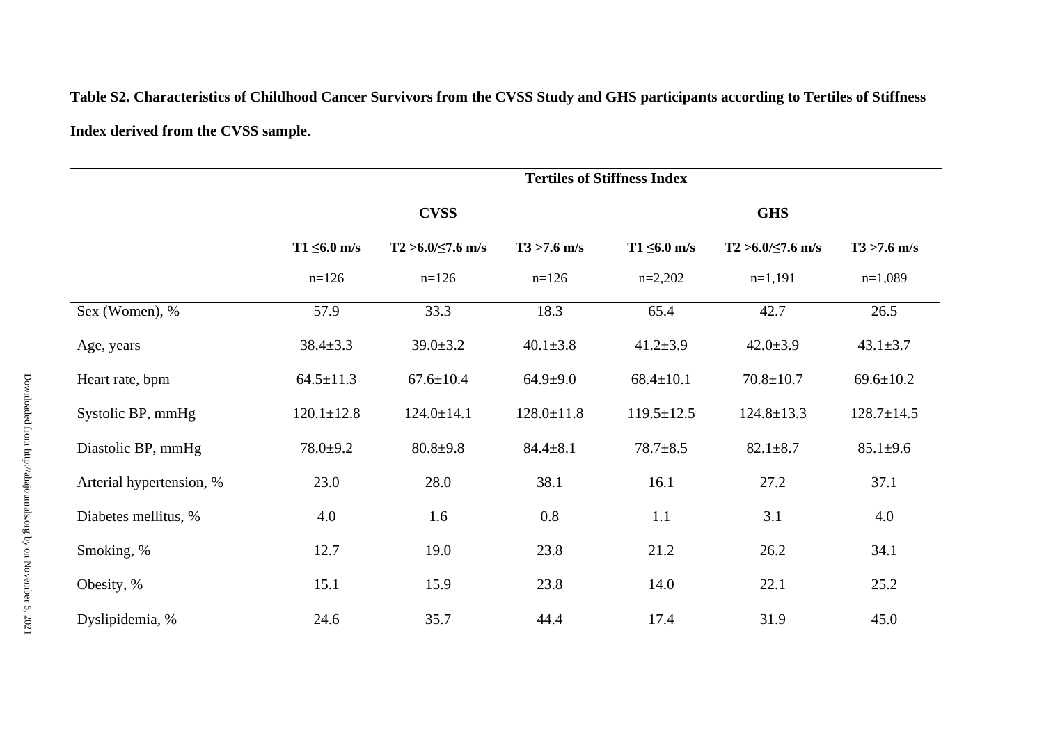**Table S2. Characteristics of Childhood Cancer Survivors from the CVSS Study and GHS participants according to Tertiles of Stiffness Index derived from the CVSS sample.**

| | Tertiles of Stiffness Index | | | | | |
|---|---|---|---|---|---|---|
| | CVSS | | | GHS | | |
| | T1 ≤6.0 m/s | T2 >6.0/≤7.6 m/s | T3 >7.6 m/s | T1 ≤6.0 m/s | T2 >6.0/≤7.6 m/s | T3 >7.6 m/s |
| | n=126 | n=126 | n=126 | n=2,202 | n=1,191 | n=1,089 |
| Sex (Women), % | 57.9 | 33.3 | 18.3 | 65.4 | 42.7 | 26.5 |
| Age, years | 38.4±3.3 | 39.0±3.2 | 40.1±3.8 | 41.2±3.9 | 42.0±3.9 | 43.1±3.7 |
| Heart rate, bpm | 64.5±11.3 | 67.6±10.4 | 64.9±9.0 | 68.4±10.1 | 70.8±10.7 | 69.6±10.2 |
| Systolic BP, mmHg | 120.1±12.8 | 124.0±14.1 | 128.0±11.8 | 119.5±12.5 | 124.8±13.3 | 128.7±14.5 |
| Diastolic BP, mmHg | 78.0±9.2 | 80.8±9.8 | 84.4±8.1 | 78.7±8.5 | 82.1±8.7 | 85.1±9.6 |
| Arterial hypertension, % | 23.0 | 28.0 | 38.1 | 16.1 | 27.2 | 37.1 |
| Diabetes mellitus, % | 4.0 | 1.6 | 0.8 | 1.1 | 3.1 | 4.0 |
| Smoking, % | 12.7 | 19.0 | 23.8 | 21.2 | 26.2 | 34.1 |
| Obesity, % | 15.1 | 15.9 | 23.8 | 14.0 | 22.1 | 25.2 |
| Dyslipidemia, % | 24.6 | 35.7 | 44.4 | 17.4 | 31.9 | 45.0 |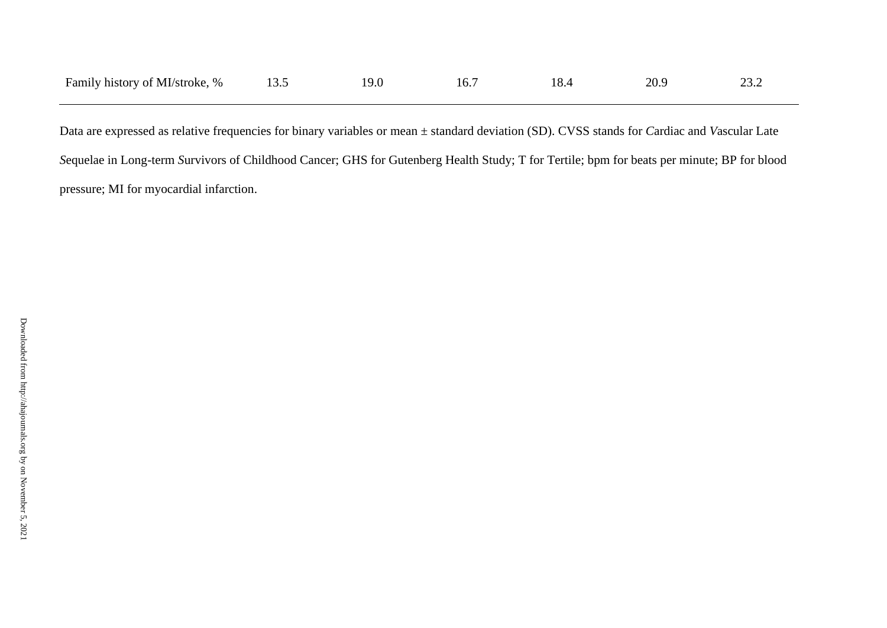| Family history of MI/stroke, % | 13.5 | 19.0 | 16.7 | 18.4 | 20.9 | 23.2 |
|---|---|---|---|---|---|---|

Data are expressed as relative frequencies for binary variables or mean ± standard deviation (SD). CVSS stands for *C*ardiac and *V*ascular Late *S*equelae in Long-term *S*urvivors of Childhood Cancer; GHS for Gutenberg Health Study; T for Tertile; bpm for beats per minute; BP for blood pressure; MI for myocardial infarction.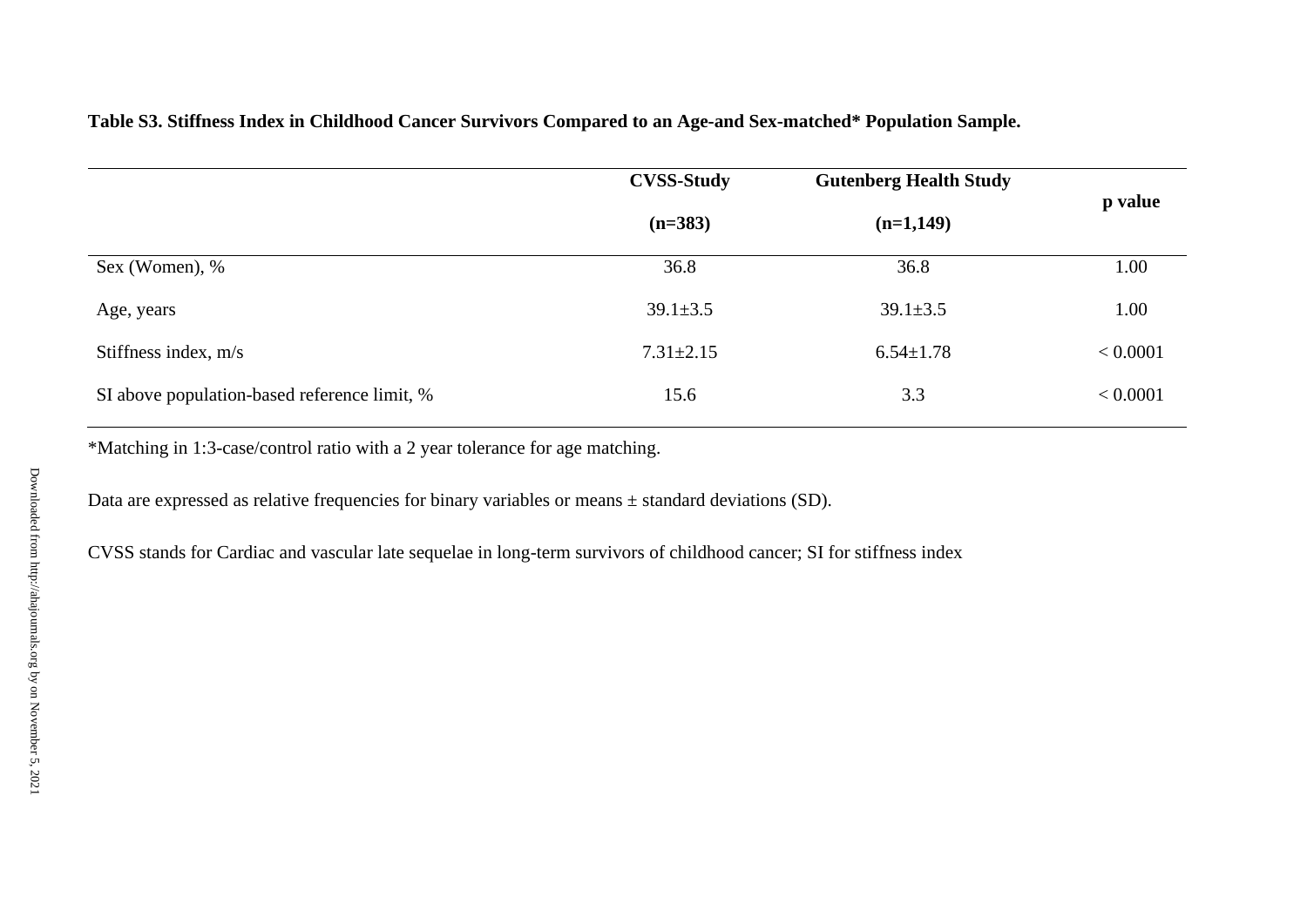**Table S3. Stiffness Index in Childhood Cancer Survivors Compared to an Age-and Sex-matched* Population Sample.**

| | CVSS-Study (n=383) | Gutenberg Health Study (n=1,149) | p value |
|---|---|---|---|
| Sex (Women), % | 36.8 | 36.8 | 1.00 |
| Age, years | 39.1±3.5 | 39.1±3.5 | 1.00 |
| Stiffness index, m/s | 7.31±2.15 | 6.54±1.78 | < 0.0001 |
| SI above population-based reference limit, % | 15.6 | 3.3 | < 0.0001 |

*Matching in 1:3-case/control ratio with a 2 year tolerance for age matching.

Data are expressed as relative frequencies for binary variables or means ± standard deviations (SD).

CVSS stands for Cardiac and vascular late sequelae in long-term survivors of childhood cancer; SI for stiffness index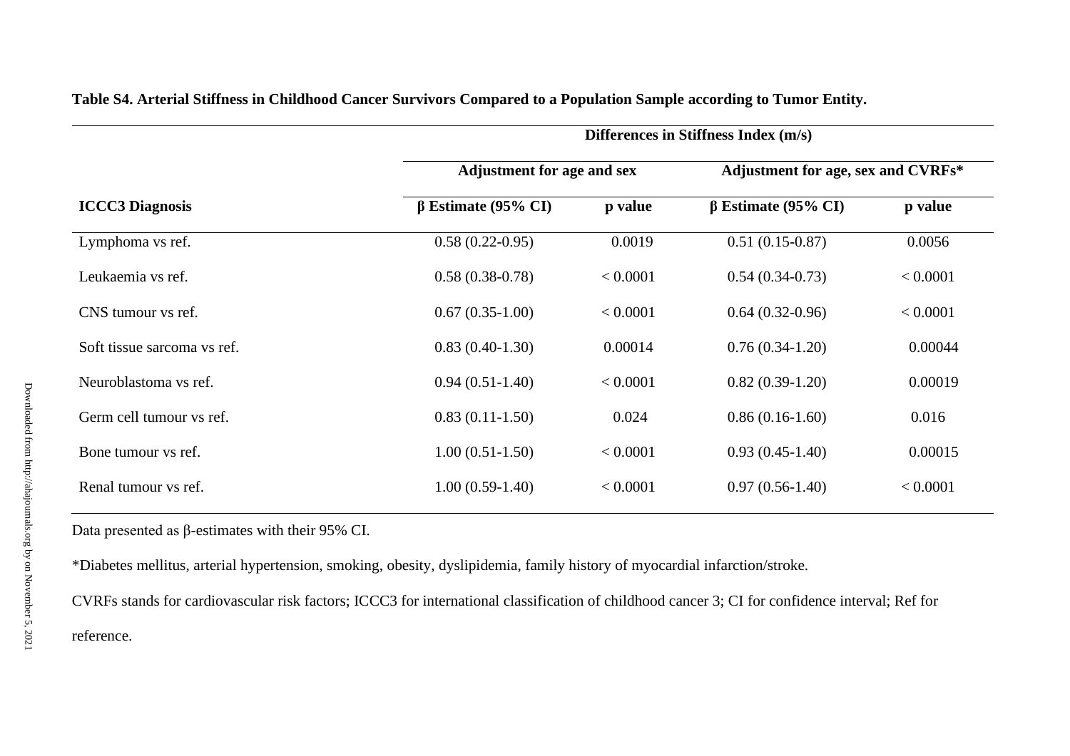**Table S4. Arterial Stiffness in Childhood Cancer Survivors Compared to a Population Sample according to Tumor Entity.**

| | Differences in Stiffness Index (m/s) | | | |
|---|---|---|---|---|
| | Adjustment for age and sex | | Adjustment for age, sex and CVRFs* | |
| **ICCC3 Diagnosis** | **β Estimate (95% CI)** | **p value** | **β Estimate (95% CI)** | **p value** |
| Lymphoma vs ref. | 0.58 (0.22-0.95) | 0.0019 | 0.51 (0.15-0.87) | 0.0056 |
| Leukaemia vs ref. | 0.58 (0.38-0.78) | < 0.0001 | 0.54 (0.34-0.73) | < 0.0001 |
| CNS tumour vs ref. | 0.67 (0.35-1.00) | < 0.0001 | 0.64 (0.32-0.96) | < 0.0001 |
| Soft tissue sarcoma vs ref. | 0.83 (0.40-1.30) | 0.00014 | 0.76 (0.34-1.20) | 0.00044 |
| Neuroblastoma vs ref. | 0.94 (0.51-1.40) | < 0.0001 | 0.82 (0.39-1.20) | 0.00019 |
| Germ cell tumour vs ref. | 0.83 (0.11-1.50) | 0.024 | 0.86 (0.16-1.60) | 0.016 |
| Bone tumour vs ref. | 1.00 (0.51-1.50) | < 0.0001 | 0.93 (0.45-1.40) | 0.00015 |
| Renal tumour vs ref. | 1.00 (0.59-1.40) | < 0.0001 | 0.97 (0.56-1.40) | < 0.0001 |

Data presented as β-estimates with their 95% CI.

*Diabetes mellitus, arterial hypertension, smoking, obesity, dyslipidemia, family history of myocardial infarction/stroke.

CVRFs stands for cardiovascular risk factors; ICCC3 for international classification of childhood cancer 3; CI for confidence interval; Ref for reference.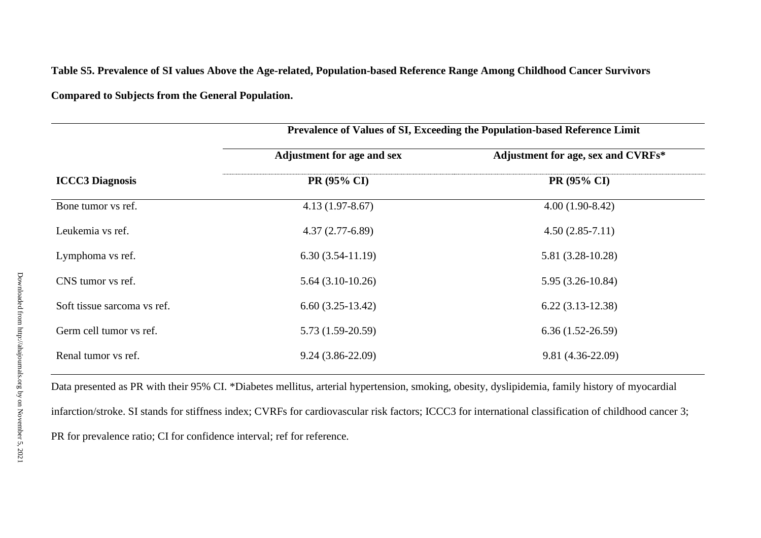**Table S5. Prevalence of SI values Above the Age-related, Population-based Reference Range Among Childhood Cancer Survivors Compared to Subjects from the General Population.**

| | Prevalence of Values of SI, Exceeding the Population-based Reference Limit | |
|---|---|---|
| | Adjustment for age and sex | Adjustment for age, sex and CVRFs* |
| **ICCC3 Diagnosis** | **PR (95% CI)** | **PR (95% CI)** |
| Bone tumor vs ref. | 4.13 (1.97-8.67) | 4.00 (1.90-8.42) |
| Leukemia vs ref. | 4.37 (2.77-6.89) | 4.50 (2.85-7.11) |
| Lymphoma vs ref. | 6.30 (3.54-11.19) | 5.81 (3.28-10.28) |
| CNS tumor vs ref. | 5.64 (3.10-10.26) | 5.95 (3.26-10.84) |
| Soft tissue sarcoma vs ref. | 6.60 (3.25-13.42) | 6.22 (3.13-12.38) |
| Germ cell tumor vs ref. | 5.73 (1.59-20.59) | 6.36 (1.52-26.59) |
| Renal tumor vs ref. | 9.24 (3.86-22.09) | 9.81 (4.36-22.09) |

Data presented as PR with their 95% CI. *Diabetes mellitus, arterial hypertension, smoking, obesity, dyslipidemia, family history of myocardial infarction/stroke. SI stands for stiffness index; CVRFs for cardiovascular risk factors; ICCC3 for international classification of childhood cancer 3; PR for prevalence ratio; CI for confidence interval; ref for reference.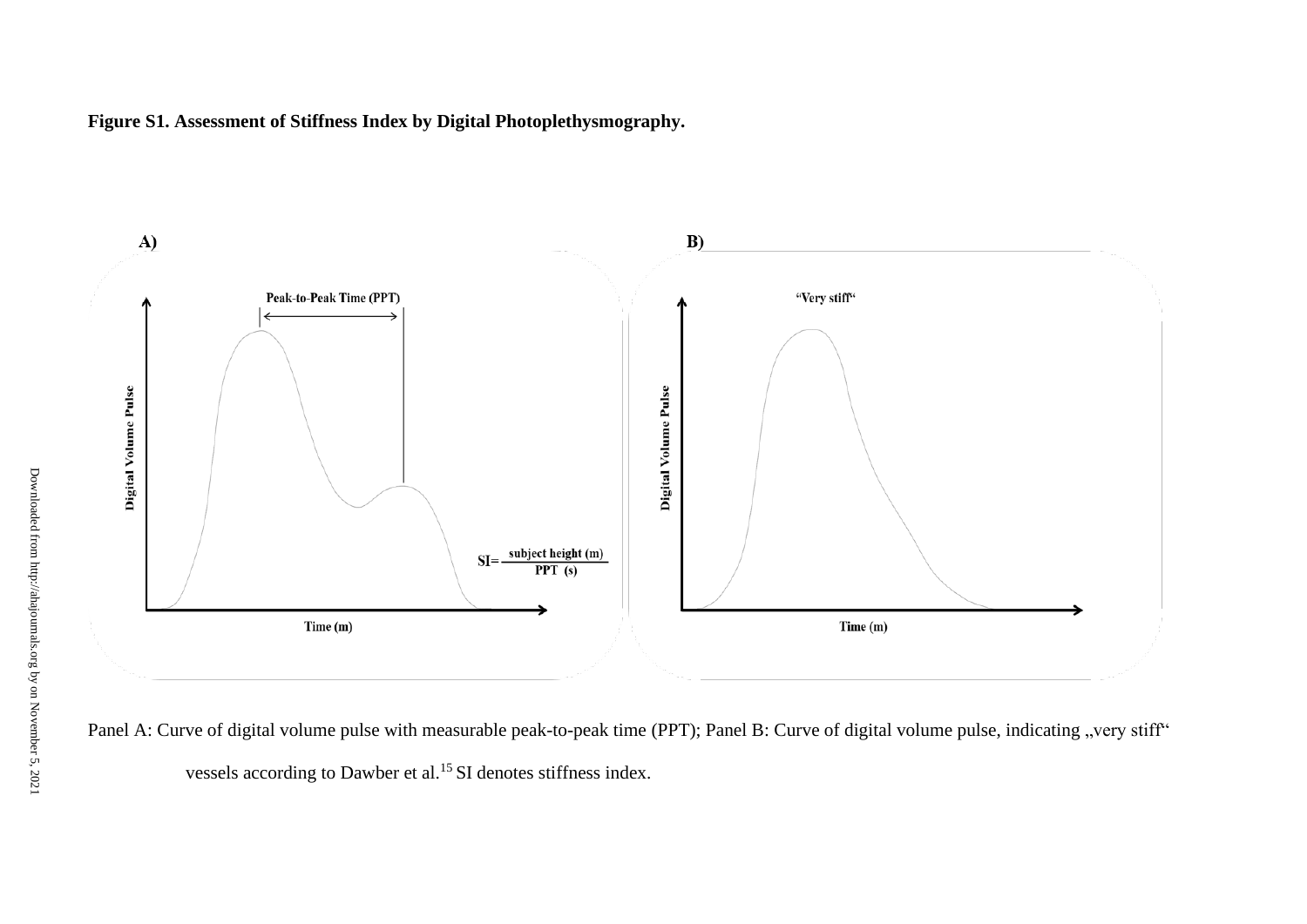**Figure S1. Assessment of Stiffness Index by Digital Photoplethysmography.**

Panel A: Curve of digital volume pulse with measurable peak-to-peak time (PPT); Panel B: Curve of digital volume pulse, indicating „very stiff" vessels according to Dawber et al.[15] SI denotes stiffness index.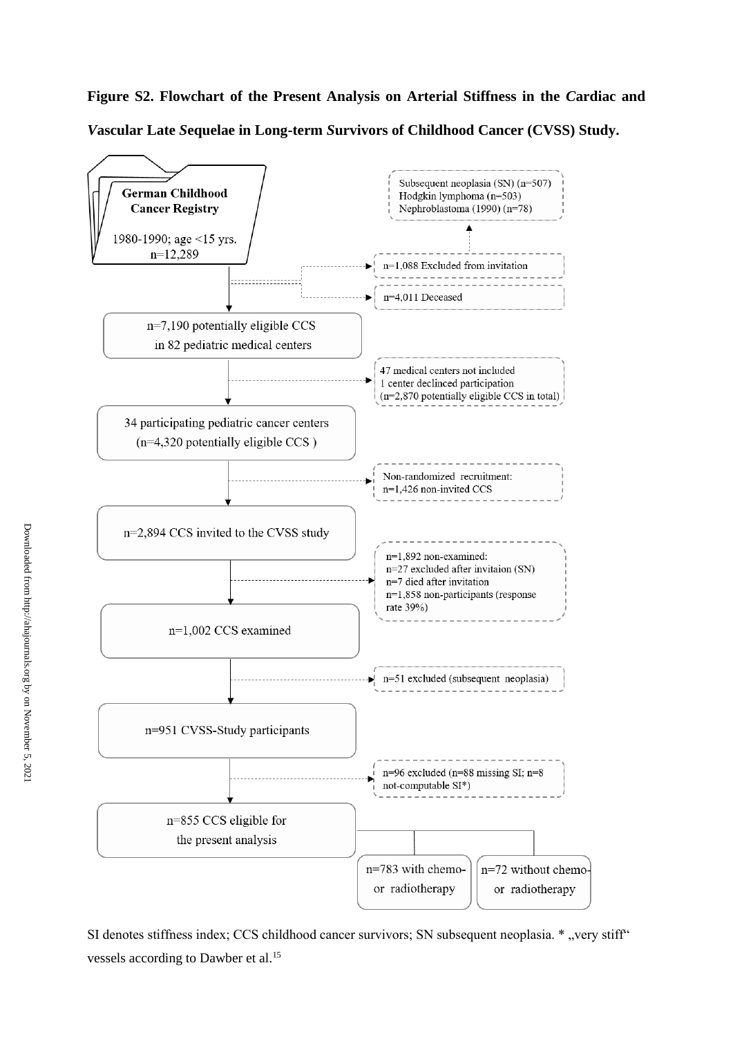**Figure S2. Flowchart of the Present Analysis on Arterial Stiffness in the *C*ardiac and *V*ascular Late *S*equelae in Long-term *S*urvivors of Childhood Cancer (CVSS) Study.**

German Childhood Cancer Registry

1980-1990; age <15 yrs.
n=12,289

Subsequent neoplasia (SN) (n=507)
Hodgkin lymphoma (n=503)
Nephroblastoma (1990) (n=78)

n=1,088 Excluded from invitation

n=4,011 Deceased

n=7,190 potentially eligible CCS in 82 pediatric medical centers

47 medical centers not included
1 center declinced participation
(n=2,870 potentially eligible CCS in total)

34 participating pediatric cancer centers (n=4,320 potentially eligible CCS )

Non-randomized recruitment:
n=1,426 non-invited CCS

n=2,894 CCS invited to the CVSS study

n=1,892 non-examined:
n=27 excluded after invitaion (SN)
n=7 died after invitation
n=1,858 non-participants (response rate 39%)

n=1,002 CCS examined

n=51 excluded (subsequent neoplasia)

n=951 CVSS-Study participants

n=96 excluded (n=88 missing SI; n=8 not-computable SI*)

n=855 CCS eligible for the present analysis

n=783 with chemo- or radiotherapy

n=72 without chemo- or radiotherapy

SI denotes stiffness index; CCS childhood cancer survivors; SN subsequent neoplasia. * „very stiff“ vessels according to Dawber et al.[15]